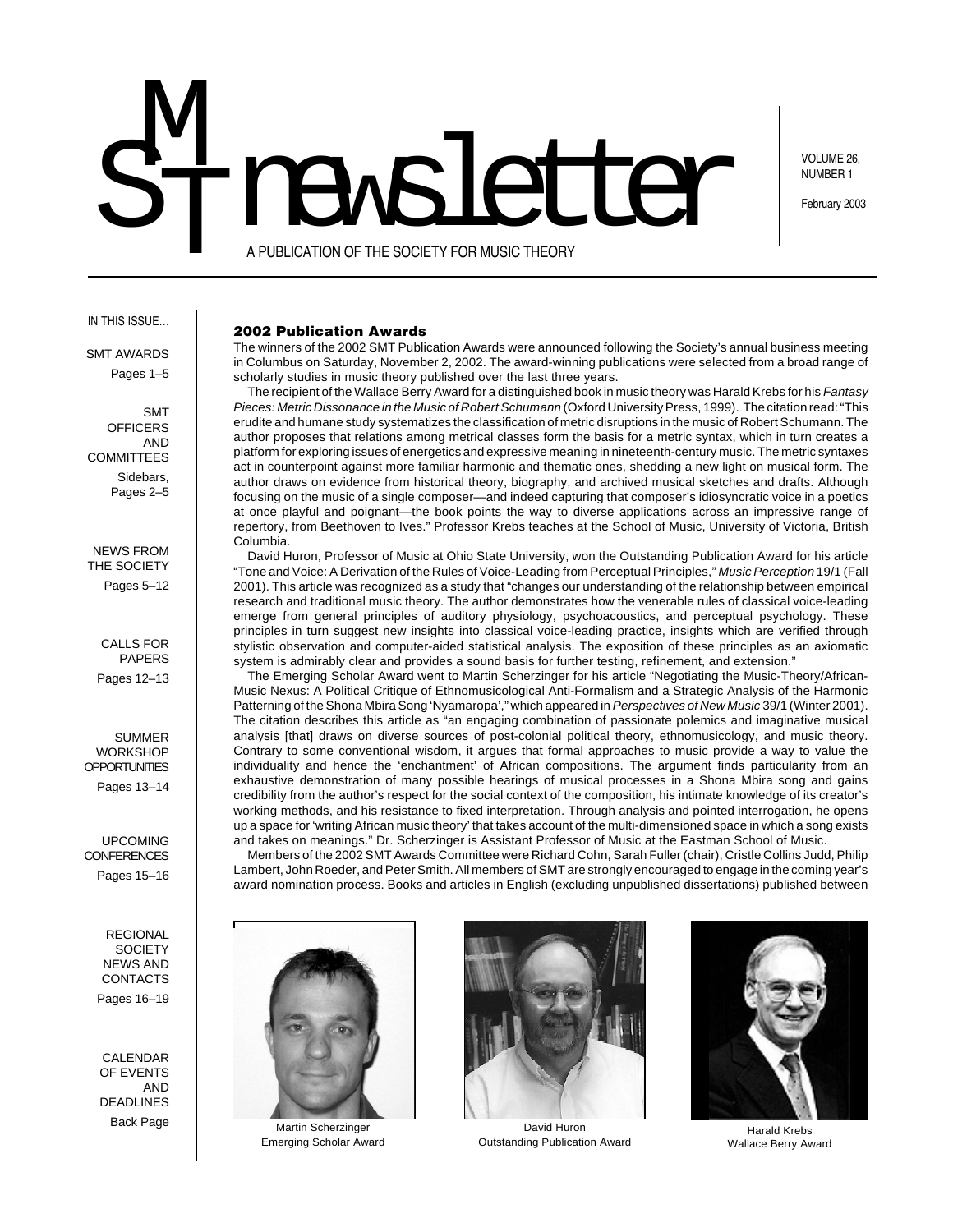# SMT newsletter

A PUBLICATION OF THE SOCIETY FOR MUSIC THEORY

VOLUME 26, NUMBER 1

February 2003

IN THIS ISSUE...

SMT AWARDS
Pages 1–5

SMT OFFICERS AND COMMITTEES
Sidebars, Pages 2–5

NEWS FROM THE SOCIETY
Pages 5–12

CALLS FOR PAPERS
Pages 12–13

SUMMER WORKSHOP OPPORTUNITIES
Pages 13–14

UPCOMING CONFERENCES
Pages 15–16

REGIONAL SOCIETY NEWS AND CONTACTS
Pages 16–19

CALENDAR OF EVENTS AND DEADLINES
Back Page

## 2002 Publication Awards

The winners of the 2002 SMT Publication Awards were announced following the Society's annual business meeting in Columbus on Saturday, November 2, 2002. The award-winning publications were selected from a broad range of scholarly studies in music theory published over the last three years.

The recipient of the Wallace Berry Award for a distinguished book in music theory was Harald Krebs for his *Fantasy Pieces: Metric Dissonance in the Music of Robert Schumann* (Oxford University Press, 1999). The citation read: "This erudite and humane study systematizes the classification of metric disruptions in the music of Robert Schumann. The author proposes that relations among metrical classes form the basis for a metric syntax, which in turn creates a platform for exploring issues of energetics and expressive meaning in nineteenth-century music. The metric syntaxes act in counterpoint against more familiar harmonic and thematic ones, shedding a new light on musical form. The author draws on evidence from historical theory, biography, and archived musical sketches and drafts. Although focusing on the music of a single composer—and indeed capturing that composer's idiosyncratic voice in a poetics at once playful and poignant—the book points the way to diverse applications across an impressive range of repertory, from Beethoven to Ives." Professor Krebs teaches at the School of Music, University of Victoria, British Columbia.

David Huron, Professor of Music at Ohio State University, won the Outstanding Publication Award for his article "Tone and Voice: A Derivation of the Rules of Voice-Leading from Perceptual Principles," *Music Perception* 19/1 (Fall 2001). This article was recognized as a study that "changes our understanding of the relationship between empirical research and traditional music theory. The author demonstrates how the venerable rules of classical voice-leading emerge from general principles of auditory physiology, psychoacoustics, and perceptual psychology. These principles in turn suggest new insights into classical voice-leading practice, insights which are verified through stylistic observation and computer-aided statistical analysis. The exposition of these principles as an axiomatic system is admirably clear and provides a sound basis for further testing, refinement, and extension."

The Emerging Scholar Award went to Martin Scherzinger for his article "Negotiating the Music-Theory/African-Music Nexus: A Political Critique of Ethnomusicological Anti-Formalism and a Strategic Analysis of the Harmonic Patterning of the Shona Mbira Song 'Nyamaropa'," which appeared in *Perspectives of New Music* 39/1 (Winter 2001). The citation describes this article as "an engaging combination of passionate polemics and imaginative musical analysis [that] draws on diverse sources of post-colonial political theory, ethnomusicology, and music theory. Contrary to some conventional wisdom, it argues that formal approaches to music provide a way to value the individuality and hence the 'enchantment' of African compositions. The argument finds particularity from an exhaustive demonstration of many possible hearings of musical processes in a Shona Mbira song and gains credibility from the author's respect for the social context of the composition, his intimate knowledge of its creator's working methods, and his resistance to fixed interpretation. Through analysis and pointed interrogation, he opens up a space for 'writing African music theory' that takes account of the multi-dimensioned space in which a song exists and takes on meanings." Dr. Scherzinger is Assistant Professor of Music at the Eastman School of Music.

Members of the 2002 SMT Awards Committee were Richard Cohn, Sarah Fuller (chair), Cristle Collins Judd, Philip Lambert, John Roeder, and Peter Smith. All members of SMT are strongly encouraged to engage in the coming year's award nomination process. Books and articles in English (excluding unpublished dissertations) published between

Martin Scherzinger
Emerging Scholar Award

David Huron
Outstanding Publication Award

Harald Krebs
Wallace Berry Award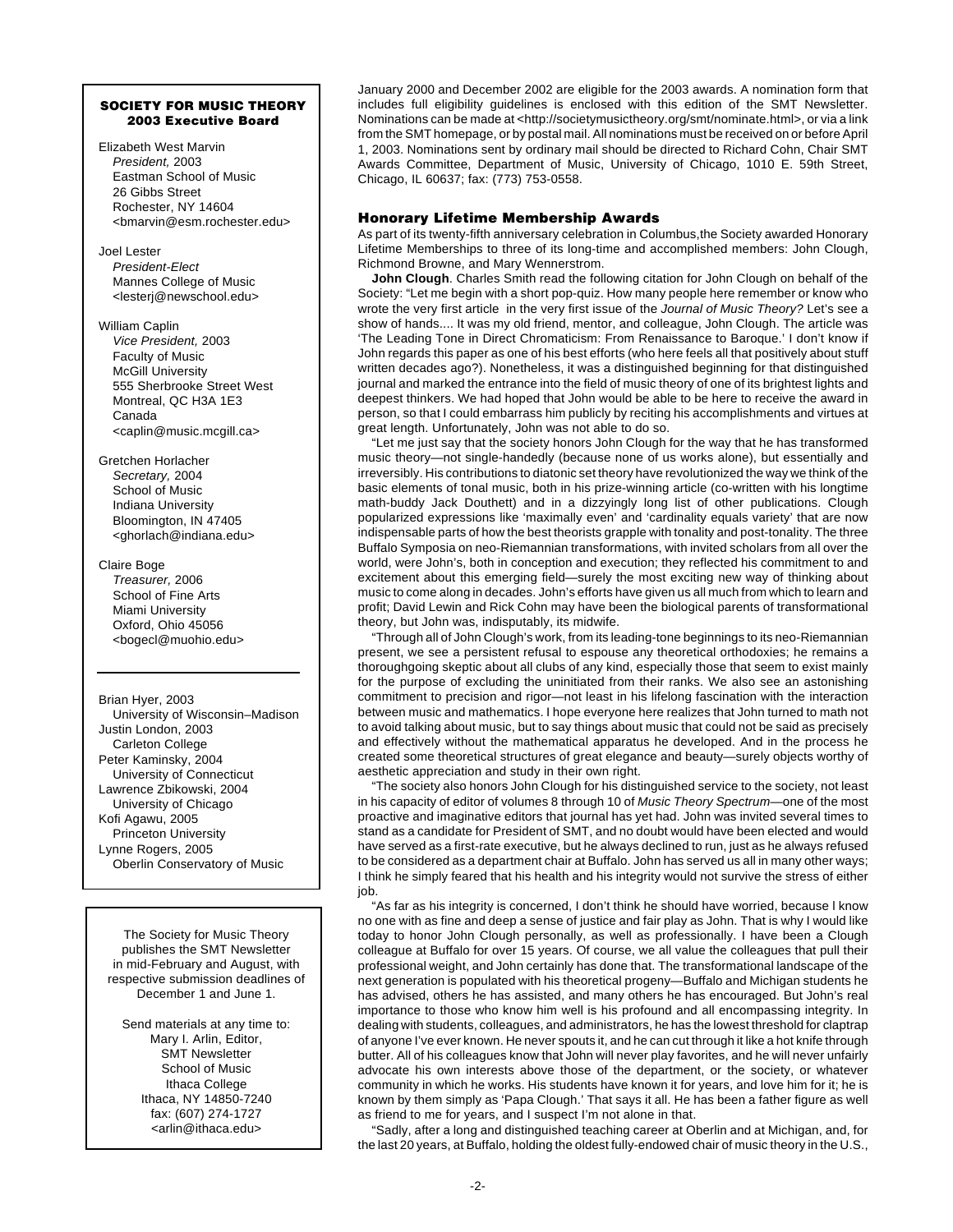## SOCIETY FOR MUSIC THEORY 2003 Executive Board

Elizabeth West Marvin
*President,* 2003
Eastman School of Music
26 Gibbs Street
Rochester, NY 14604
<bmarvin@esm.rochester.edu>

Joel Lester
*President-Elect*
Mannes College of Music
<lesterj@newschool.edu>

William Caplin
*Vice President,* 2003
Faculty of Music
McGill University
555 Sherbrooke Street West
Montreal, QC H3A 1E3
Canada
<caplin@music.mcgill.ca>

Gretchen Horlacher
*Secretary,* 2004
School of Music
Indiana University
Bloomington, IN 47405
<ghorlach@indiana.edu>

Claire Boge
*Treasurer,* 2006
School of Fine Arts
Miami University
Oxford, Ohio 45056
<bogecl@muohio.edu>

---

Brian Hyer, 2003
University of Wisconsin–Madison
Justin London, 2003
Carleton College
Peter Kaminsky, 2004
University of Connecticut
Lawrence Zbikowski, 2004
University of Chicago
Kofi Agawu, 2005
Princeton University
Lynne Rogers, 2005
Oberlin Conservatory of Music

The Society for Music Theory publishes the SMT Newsletter in mid-February and August, with respective submission deadlines of December 1 and June 1.

Send materials at any time to:
Mary I. Arlin, Editor,
SMT Newsletter
School of Music
Ithaca College
Ithaca, NY 14850-7240
fax: (607) 274-1727
<arlin@ithaca.edu>

January 2000 and December 2002 are eligible for the 2003 awards. A nomination form that includes full eligibility guidelines is enclosed with this edition of the SMT Newsletter. Nominations can be made at <http://societymusictheory.org/smt/nominate.html>, or via a link from the SMT homepage, or by postal mail. All nominations must be received on or before April 1, 2003. Nominations sent by ordinary mail should be directed to Richard Cohn, Chair SMT Awards Committee, Department of Music, University of Chicago, 1010 E. 59th Street, Chicago, IL 60637; fax: (773) 753-0558.

### Honorary Lifetime Membership Awards

As part of its twenty-fifth anniversary celebration in Columbus,the Society awarded Honorary Lifetime Memberships to three of its long-time and accomplished members: John Clough, Richmond Browne, and Mary Wennerstrom.

**John Clough**. Charles Smith read the following citation for John Clough on behalf of the Society: "Let me begin with a short pop-quiz. How many people here remember or know who wrote the very first article in the very first issue of the *Journal of Music Theory?* Let's see a show of hands.... It was my old friend, mentor, and colleague, John Clough. The article was 'The Leading Tone in Direct Chromaticism: From Renaissance to Baroque.' I don't know if John regards this paper as one of his best efforts (who here feels all that positively about stuff written decades ago?). Nonetheless, it was a distinguished beginning for that distinguished journal and marked the entrance into the field of music theory of one of its brightest lights and deepest thinkers. We had hoped that John would be able to be here to receive the award in person, so that I could embarrass him publicly by reciting his accomplishments and virtues at great length. Unfortunately, John was not able to do so.

"Let me just say that the society honors John Clough for the way that he has transformed music theory—not single-handedly (because none of us works alone), but essentially and irreversibly. His contributions to diatonic set theory have revolutionized the way we think of the basic elements of tonal music, both in his prize-winning article (co-written with his longtime math-buddy Jack Douthett) and in a dizzyingly long list of other publications. Clough popularized expressions like 'maximally even' and 'cardinality equals variety' that are now indispensable parts of how the best theorists grapple with tonality and post-tonality. The three Buffalo Symposia on neo-Riemannian transformations, with invited scholars from all over the world, were John's, both in conception and execution; they reflected his commitment to and excitement about this emerging field—surely the most exciting new way of thinking about music to come along in decades. John's efforts have given us all much from which to learn and profit; David Lewin and Rick Cohn may have been the biological parents of transformational theory, but John was, indisputably, its midwife.

"Through all of John Clough's work, from its leading-tone beginnings to its neo-Riemannian present, we see a persistent refusal to espouse any theoretical orthodoxies; he remains a thoroughgoing skeptic about all clubs of any kind, especially those that seem to exist mainly for the purpose of excluding the uninitiated from their ranks. We also see an astonishing commitment to precision and rigor—not least in his lifelong fascination with the interaction between music and mathematics. I hope everyone here realizes that John turned to math not to avoid talking about music, but to say things about music that could not be said as precisely and effectively without the mathematical apparatus he developed. And in the process he created some theoretical structures of great elegance and beauty—surely objects worthy of aesthetic appreciation and study in their own right.

"The society also honors John Clough for his distinguished service to the society, not least in his capacity of editor of volumes 8 through 10 of *Music Theory Spectrum*—one of the most proactive and imaginative editors that journal has yet had. John was invited several times to stand as a candidate for President of SMT, and no doubt would have been elected and would have served as a first-rate executive, but he always declined to run, just as he always refused to be considered as a department chair at Buffalo. John has served us all in many other ways; I think he simply feared that his health and his integrity would not survive the stress of either job.

"As far as his integrity is concerned, I don't think he should have worried, because I know no one with as fine and deep a sense of justice and fair play as John. That is why I would like today to honor John Clough personally, as well as professionally. I have been a Clough colleague at Buffalo for over 15 years. Of course, we all value the colleagues that pull their professional weight, and John certainly has done that. The transformational landscape of the next generation is populated with his theoretical progeny—Buffalo and Michigan students he has advised, others he has assisted, and many others he has encouraged. But John's real importance to those who know him well is his profound and all encompassing integrity. In dealing with students, colleagues, and administrators, he has the lowest threshold for claptrap of anyone I've ever known. He never spouts it, and he can cut through it like a hot knife through butter. All of his colleagues know that John will never play favorites, and he will never unfairly advocate his own interests above those of the department, or the society, or whatever community in which he works. His students have known it for years, and love him for it; he is known by them simply as 'Papa Clough.' That says it all. He has been a father figure as well as friend to me for years, and I suspect I'm not alone in that.

"Sadly, after a long and distinguished teaching career at Oberlin and at Michigan, and, for the last 20 years, at Buffalo, holding the oldest fully-endowed chair of music theory in the U.S.,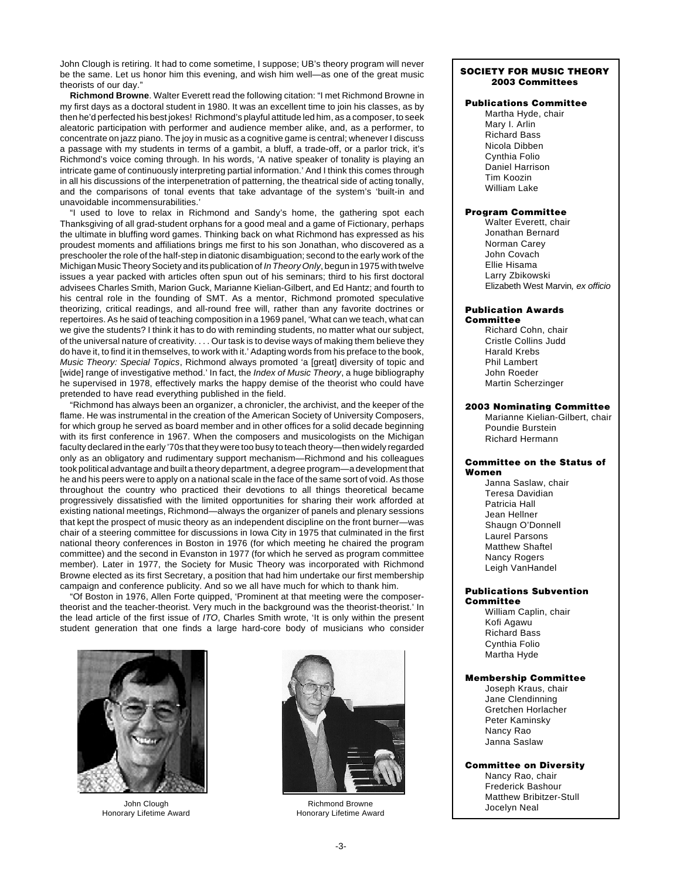John Clough is retiring. It had to come sometime, I suppose; UB's theory program will never be the same. Let us honor him this evening, and wish him well—as one of the great music theorists of our day."

**Richmond Browne**. Walter Everett read the following citation: "I met Richmond Browne in my first days as a doctoral student in 1980. It was an excellent time to join his classes, as by then he'd perfected his best jokes! Richmond's playful attitude led him, as a composer, to seek aleatoric participation with performer and audience member alike, and, as a performer, to concentrate on jazz piano. The joy in music as a cognitive game is central; whenever I discuss a passage with my students in terms of a gambit, a bluff, a trade-off, or a parlor trick, it's Richmond's voice coming through. In his words, 'A native speaker of tonality is playing an intricate game of continuously interpreting partial information.' And I think this comes through in all his discussions of the interpenetration of patterning, the theatrical side of acting tonally, and the comparisons of tonal events that take advantage of the system's 'built-in and unavoidable incommensurabilities.'

"I used to love to relax in Richmond and Sandy's home, the gathering spot each Thanksgiving of all grad-student orphans for a good meal and a game of Fictionary, perhaps the ultimate in bluffing word games. Thinking back on what Richmond has expressed as his proudest moments and affiliations brings me first to his son Jonathan, who discovered as a preschooler the role of the half-step in diatonic disambiguation; second to the early work of the Michigan Music Theory Society and its publication of *In Theory Only*, begun in 1975 with twelve issues a year packed with articles often spun out of his seminars; third to his first doctoral advisees Charles Smith, Marion Guck, Marianne Kielian-Gilbert, and Ed Hantz; and fourth to his central role in the founding of SMT. As a mentor, Richmond promoted speculative theorizing, critical readings, and all-round free will, rather than any favorite doctrines or repertoires. As he said of teaching composition in a 1969 panel, 'What can we teach, what can we give the students? I think it has to do with reminding students, no matter what our subject, of the universal nature of creativity. . . . Our task is to devise ways of making them believe they do have it, to find it in themselves, to work with it.' Adapting words from his preface to the book, *Music Theory: Special Topics*, Richmond always promoted 'a [great] diversity of topic and [wide] range of investigative method.' In fact, the *Index of Music Theory*, a huge bibliography he supervised in 1978, effectively marks the happy demise of the theorist who could have pretended to have read everything published in the field.

"Richmond has always been an organizer, a chronicler, the archivist, and the keeper of the flame. He was instrumental in the creation of the American Society of University Composers, for which group he served as board member and in other offices for a solid decade beginning with its first conference in 1967. When the composers and musicologists on the Michigan faculty declared in the early '70s that they were too busy to teach theory—then widely regarded only as an obligatory and rudimentary support mechanism—Richmond and his colleagues took political advantage and built a theory department, a degree program—a development that he and his peers were to apply on a national scale in the face of the same sort of void. As those throughout the country who practiced their devotions to all things theoretical became progressively dissatisfied with the limited opportunities for sharing their work afforded at existing national meetings, Richmond—always the organizer of panels and plenary sessions that kept the prospect of music theory as an independent discipline on the front burner—was chair of a steering committee for discussions in Iowa City in 1975 that culminated in the first national theory conferences in Boston in 1976 (for which meeting he chaired the program committee) and the second in Evanston in 1977 (for which he served as program committee member). Later in 1977, the Society for Music Theory was incorporated with Richmond Browne elected as its first Secretary, a position that had him undertake our first membership campaign and conference publicity. And so we all have much for which to thank him.

"Of Boston in 1976, Allen Forte quipped, 'Prominent at that meeting were the composer-theorist and the teacher-theorist. Very much in the background was the theorist-theorist.' In the lead article of the first issue of *ITO*, Charles Smith wrote, 'It is only within the present student generation that one finds a large hard-core body of musicians who consider

John Clough
Honorary Lifetime Award

Richmond Browne
Honorary Lifetime Award

## SOCIETY FOR MUSIC THEORY 2003 Committees

### Publications Committee
Martha Hyde, chair
Mary I. Arlin
Richard Bass
Nicola Dibben
Cynthia Folio
Daniel Harrison
Tim Koozin
William Lake

### Program Committee
Walter Everett, chair
Jonathan Bernard
Norman Carey
John Covach
Ellie Hisama
Larry Zbikowski
Elizabeth West Marvin, *ex officio*

### Publication Awards Committee
Richard Cohn, chair
Cristle Collins Judd
Harald Krebs
Phil Lambert
John Roeder
Martin Scherzinger

### 2003 Nominating Committee
Marianne Kielian-Gilbert, chair
Poundie Burstein
Richard Hermann

### Committee on the Status of Women
Janna Saslaw, chair
Teresa Davidian
Patricia Hall
Jean Hellner
Shaugn O'Donnell
Laurel Parsons
Matthew Shaftel
Nancy Rogers
Leigh VanHandel

### Publications Subvention Committee
William Caplin, chair
Kofi Agawu
Richard Bass
Cynthia Folio
Martha Hyde

### Membership Committee
Joseph Kraus, chair
Jane Clendinning
Gretchen Horlacher
Peter Kaminsky
Nancy Rao
Janna Saslaw

### Committee on Diversity
Nancy Rao, chair
Frederick Bashour
Matthew Bribitzer-Stull
Jocelyn Neal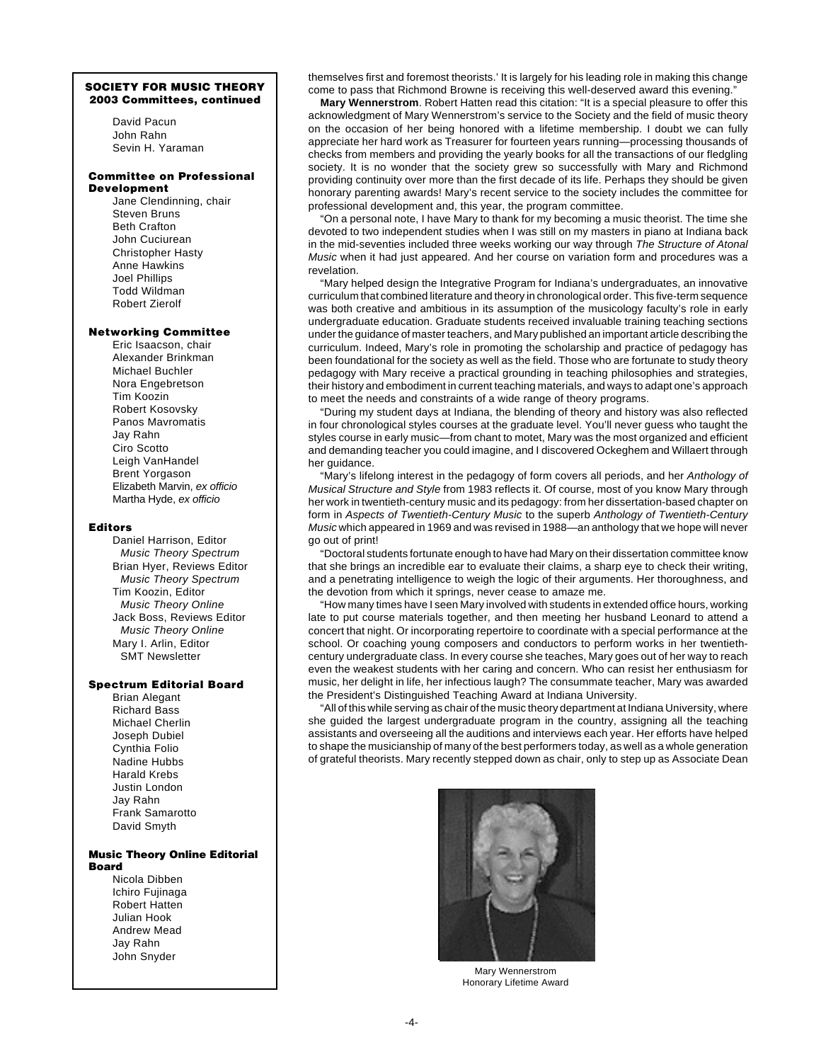## SOCIETY FOR MUSIC THEORY 2003 Committees, continued

David Pacun
John Rahn
Sevin H. Yaraman

### Committee on Professional Development

Jane Clendinning, chair
Steven Bruns
Beth Crafton
John Cuciurean
Christopher Hasty
Anne Hawkins
Joel Phillips
Todd Wildman
Robert Zierolf

### Networking Committee

Eric Isaacson, chair
Alexander Brinkman
Michael Buchler
Nora Engebretson
Tim Koozin
Robert Kosovsky
Panos Mavromatis
Jay Rahn
Ciro Scotto
Leigh VanHandel
Brent Yorgason
Elizabeth Marvin, *ex officio*
Martha Hyde, *ex officio*

### Editors

Daniel Harrison, Editor
*Music Theory Spectrum*
Brian Hyer, Reviews Editor
*Music Theory Spectrum*
Tim Koozin, Editor
*Music Theory Online*
Jack Boss, Reviews Editor
*Music Theory Online*
Mary I. Arlin, Editor
SMT Newsletter

### Spectrum Editorial Board

Brian Alegant
Richard Bass
Michael Cherlin
Joseph Dubiel
Cynthia Folio
Nadine Hubbs
Harald Krebs
Justin London
Jay Rahn
Frank Samarotto
David Smyth

### Music Theory Online Editorial Board

Nicola Dibben
Ichiro Fujinaga
Robert Hatten
Julian Hook
Andrew Mead
Jay Rahn
John Snyder

themselves first and foremost theorists.' It is largely for his leading role in making this change come to pass that Richmond Browne is receiving this well-deserved award this evening."

**Mary Wennerstrom**. Robert Hatten read this citation: "It is a special pleasure to offer this acknowledgment of Mary Wennerstrom's service to the Society and the field of music theory on the occasion of her being honored with a lifetime membership. I doubt we can fully appreciate her hard work as Treasurer for fourteen years running—processing thousands of checks from members and providing the yearly books for all the transactions of our fledgling society. It is no wonder that the society grew so successfully with Mary and Richmond providing continuity over more than the first decade of its life. Perhaps they should be given honorary parenting awards! Mary's recent service to the society includes the committee for professional development and, this year, the program committee.

"On a personal note, I have Mary to thank for my becoming a music theorist. The time she devoted to two independent studies when I was still on my masters in piano at Indiana back in the mid-seventies included three weeks working our way through *The Structure of Atonal Music* when it had just appeared. And her course on variation form and procedures was a revelation.

"Mary helped design the Integrative Program for Indiana's undergraduates, an innovative curriculum that combined literature and theory in chronological order. This five-term sequence was both creative and ambitious in its assumption of the musicology faculty's role in early undergraduate education. Graduate students received invaluable training teaching sections under the guidance of master teachers, and Mary published an important article describing the curriculum. Indeed, Mary's role in promoting the scholarship and practice of pedagogy has been foundational for the society as well as the field. Those who are fortunate to study theory pedagogy with Mary receive a practical grounding in teaching philosophies and strategies, their history and embodiment in current teaching materials, and ways to adapt one's approach to meet the needs and constraints of a wide range of theory programs.

"During my student days at Indiana, the blending of theory and history was also reflected in four chronological styles courses at the graduate level. You'll never guess who taught the styles course in early music—from chant to motet, Mary was the most organized and efficient and demanding teacher you could imagine, and I discovered Ockeghem and Willaert through her guidance.

"Mary's lifelong interest in the pedagogy of form covers all periods, and her *Anthology of Musical Structure and Style* from 1983 reflects it. Of course, most of you know Mary through her work in twentieth-century music and its pedagogy: from her dissertation-based chapter on form in *Aspects of Twentieth-Century Music* to the superb *Anthology of Twentieth-Century Music* which appeared in 1969 and was revised in 1988—an anthology that we hope will never go out of print!

"Doctoral students fortunate enough to have had Mary on their dissertation committee know that she brings an incredible ear to evaluate their claims, a sharp eye to check their writing, and a penetrating intelligence to weigh the logic of their arguments. Her thoroughness, and the devotion from which it springs, never cease to amaze me.

"How many times have I seen Mary involved with students in extended office hours, working late to put course materials together, and then meeting her husband Leonard to attend a concert that night. Or incorporating repertoire to coordinate with a special performance at the school. Or coaching young composers and conductors to perform works in her twentieth-century undergraduate class. In every course she teaches, Mary goes out of her way to reach even the weakest students with her caring and concern. Who can resist her enthusiasm for music, her delight in life, her infectious laugh? The consummate teacher, Mary was awarded the President's Distinguished Teaching Award at Indiana University.

"All of this while serving as chair of the music theory department at Indiana University, where she guided the largest undergraduate program in the country, assigning all the teaching assistants and overseeing all the auditions and interviews each year. Her efforts have helped to shape the musicianship of many of the best performers today, as well as a whole generation of grateful theorists. Mary recently stepped down as chair, only to step up as Associate Dean

Mary Wennerstrom
Honorary Lifetime Award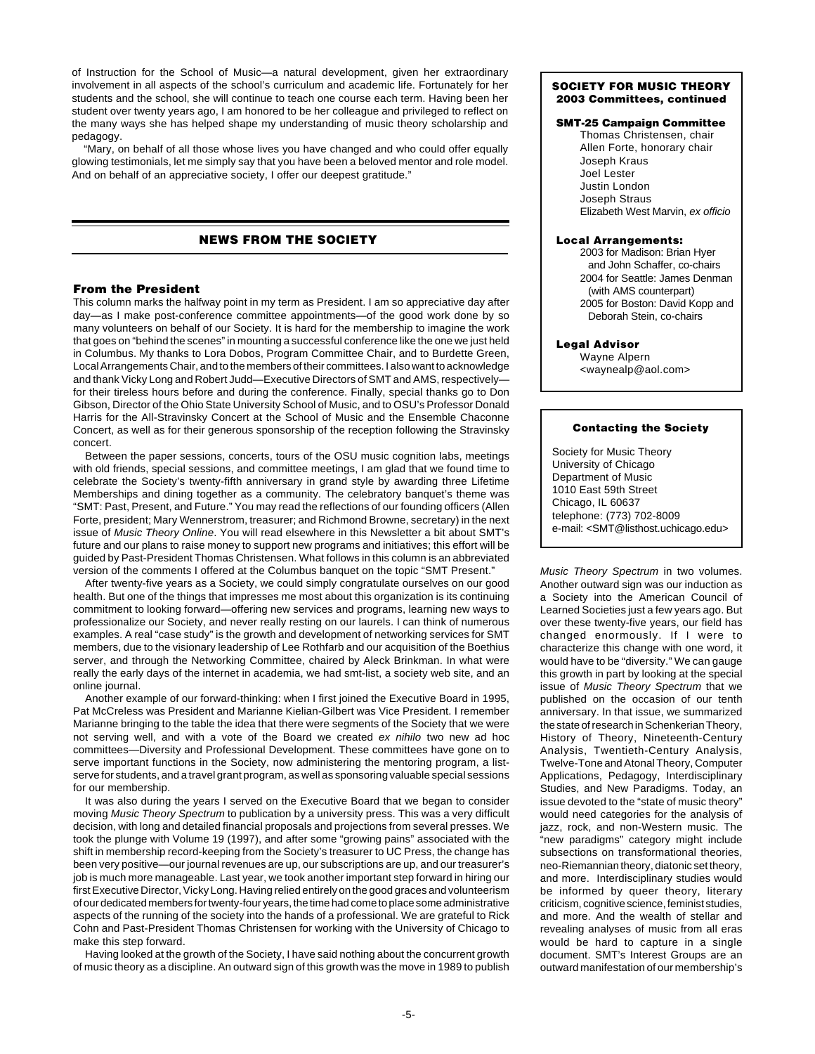of Instruction for the School of Music—a natural development, given her extraordinary involvement in all aspects of the school's curriculum and academic life. Fortunately for her students and the school, she will continue to teach one course each term. Having been her student over twenty years ago, I am honored to be her colleague and privileged to reflect on the many ways she has helped shape my understanding of music theory scholarship and pedagogy.

"Mary, on behalf of all those whose lives you have changed and who could offer equally glowing testimonials, let me simply say that you have been a beloved mentor and role model. And on behalf of an appreciative society, I offer our deepest gratitude."

## NEWS FROM THE SOCIETY

### From the President

This column marks the halfway point in my term as President. I am so appreciative day after day—as I make post-conference committee appointments—of the good work done by so many volunteers on behalf of our Society. It is hard for the membership to imagine the work that goes on "behind the scenes" in mounting a successful conference like the one we just held in Columbus. My thanks to Lora Dobos, Program Committee Chair, and to Burdette Green, Local Arrangements Chair, and to the members of their committees. I also want to acknowledge and thank Vicky Long and Robert Judd—Executive Directors of SMT and AMS, respectively—for their tireless hours before and during the conference. Finally, special thanks go to Don Gibson, Director of the Ohio State University School of Music, and to OSU's Professor Donald Harris for the All-Stravinsky Concert at the School of Music and the Ensemble Chaconne Concert, as well as for their generous sponsorship of the reception following the Stravinsky concert.

Between the paper sessions, concerts, tours of the OSU music cognition labs, meetings with old friends, special sessions, and committee meetings, I am glad that we found time to celebrate the Society's twenty-fifth anniversary in grand style by awarding three Lifetime Memberships and dining together as a community. The celebratory banquet's theme was "SMT: Past, Present, and Future." You may read the reflections of our founding officers (Allen Forte, president; Mary Wennerstrom, treasurer; and Richmond Browne, secretary) in the next issue of *Music Theory Online*. You will read elsewhere in this Newsletter a bit about SMT's future and our plans to raise money to support new programs and initiatives; this effort will be guided by Past-President Thomas Christensen. What follows in this column is an abbreviated version of the comments I offered at the Columbus banquet on the topic "SMT Present."

After twenty-five years as a Society, we could simply congratulate ourselves on our good health. But one of the things that impresses me most about this organization is its continuing commitment to looking forward—offering new services and programs, learning new ways to professionalize our Society, and never really resting on our laurels. I can think of numerous examples. A real "case study" is the growth and development of networking services for SMT members, due to the visionary leadership of Lee Rothfarb and our acquisition of the Boethius server, and through the Networking Committee, chaired by Aleck Brinkman. In what were really the early days of the internet in academia, we had smt-list, a society web site, and an online journal.

Another example of our forward-thinking: when I first joined the Executive Board in 1995, Pat McCreless was President and Marianne Kielian-Gilbert was Vice President. I remember Marianne bringing to the table the idea that there were segments of the Society that we were not serving well, and with a vote of the Board we created *ex nihilo* two new ad hoc committees—Diversity and Professional Development. These committees have gone on to serve important functions in the Society, now administering the mentoring program, a list-serve for students, and a travel grant program, as well as sponsoring valuable special sessions for our membership.

It was also during the years I served on the Executive Board that we began to consider moving *Music Theory Spectrum* to publication by a university press. This was a very difficult decision, with long and detailed financial proposals and projections from several presses. We took the plunge with Volume 19 (1997), and after some "growing pains" associated with the shift in membership record-keeping from the Society's treasurer to UC Press, the change has been very positive—our journal revenues are up, our subscriptions are up, and our treasurer's job is much more manageable. Last year, we took another important step forward in hiring our first Executive Director, Vicky Long. Having relied entirely on the good graces and volunteerism of our dedicated members for twenty-four years, the time had come to place some administrative aspects of the running of the society into the hands of a professional. We are grateful to Rick Cohn and Past-President Thomas Christensen for working with the University of Chicago to make this step forward.

Having looked at the growth of the Society, I have said nothing about the concurrent growth of music theory as a discipline. An outward sign of this growth was the move in 1989 to publish *Music Theory Spectrum* in two volumes. Another outward sign was our induction as a Society into the American Council of Learned Societies just a few years ago. But over these twenty-five years, our field has changed enormously. If I were to characterize this change with one word, it would have to be "diversity." We can gauge this growth in part by looking at the special issue of *Music Theory Spectrum* that we published on the occasion of our tenth anniversary. In that issue, we summarized the state of research in Schenkerian Theory, History of Theory, Nineteenth-Century Analysis, Twentieth-Century Analysis, Twelve-Tone and Atonal Theory, Computer Applications, Pedagogy, Interdisciplinary Studies, and New Paradigms. Today, an issue devoted to the "state of music theory" would need categories for the analysis of jazz, rock, and non-Western music. The "new paradigms" category might include subsections on transformational theories, neo-Riemannian theory, diatonic set theory, and more. Interdisciplinary studies would be informed by queer theory, literary criticism, cognitive science, feminist studies, and more. And the wealth of stellar and revealing analyses of music from all eras would be hard to capture in a single document. SMT's Interest Groups are an outward manifestation of our membership's

---

**SOCIETY FOR MUSIC THEORY**
**2003 Committees, continued**

**SMT-25 Campaign Committee**
Thomas Christensen, chair
Allen Forte, honorary chair
Joseph Kraus
Joel Lester
Justin London
Joseph Straus
Elizabeth West Marvin, *ex officio*

**Local Arrangements:**
2003 for Madison: Brian Hyer and John Schaffer, co-chairs
2004 for Seattle: James Denman (with AMS counterpart)
2005 for Boston: David Kopp and Deborah Stein, co-chairs

**Legal Advisor**
Wayne Alpern
<waynealp@aol.com>

---

**Contacting the Society**

Society for Music Theory
University of Chicago
Department of Music
1010 East 59th Street
Chicago, IL 60637
telephone: (773) 702-8009
e-mail: <SMT@listhost.uchicago.edu>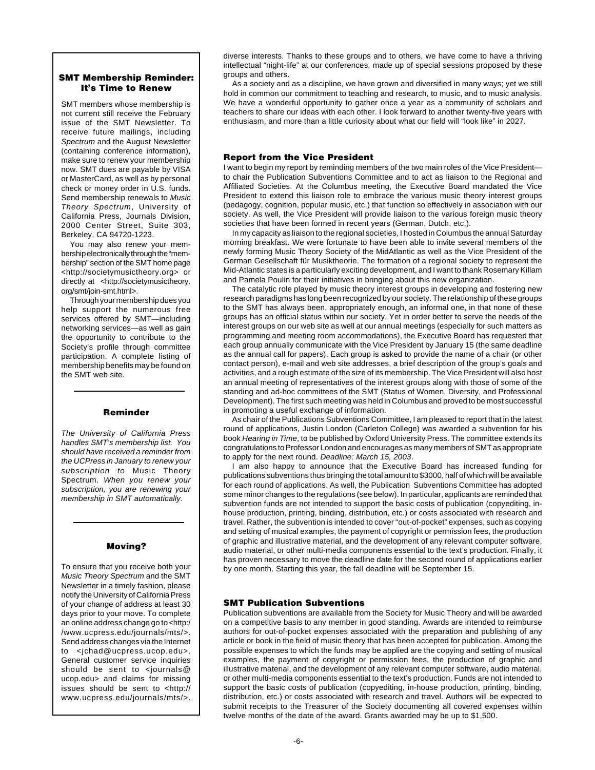## SMT Membership Reminder: It's Time to Renew

SMT members whose membership is not current still receive the February issue of the SMT Newsletter. To receive future mailings, including *Spectrum* and the August Newsletter (containing conference information), make sure to renew your membership now. SMT dues are payable by VISA or MasterCard, as well as by personal check or money order in U.S. funds. Send membership renewals to *Music Theory Spectrum*, University of California Press, Journals Division, 2000 Center Street, Suite 303, Berkeley, CA 94720-1223.

You may also renew your membership electronically through the "membership" section of the SMT home page <http://societymusictheory.org> or directly at <http://societymusictheory.org/smt/join-smt.html>.

Through your membership dues you help support the numerous free services offered by SMT—including networking services—as well as gain the opportunity to contribute to the Society's profile through committee participation. A complete listing of membership benefits may be found on the SMT web site.

## Reminder

*The University of California Press handles SMT's membership list. You should have received a reminder from the UCPress in January to renew your subscription to* Music Theory Spectrum. *When you renew your subscription, you are renewing your membership in SMT automatically.*

## Moving?

To ensure that you receive both your *Music Theory Spectrum* and the SMT Newsletter in a timely fashion, please notify the University of California Press of your change of address at least 30 days prior to your move. To complete an online address change go to <http://www.ucpress.edu/journals/mts/>. Send address changes via the Internet to <jchad@ucpress.ucop.edu>. General customer service inquiries should be sent to <journals@ucop.edu> and claims for missing issues should be sent to <http://www.ucpress.edu/journals/mts/>.

diverse interests. Thanks to these groups and to others, we have come to have a thriving intellectual "night-life" at our conferences, made up of special sessions proposed by these groups and others.

As a society and as a discipline, we have grown and diversified in many ways; yet we still hold in common our commitment to teaching and research, to music, and to music analysis. We have a wonderful opportunity to gather once a year as a community of scholars and teachers to share our ideas with each other. I look forward to another twenty-five years with enthusiasm, and more than a little curiosity about what our field will "look like" in 2027.

## Report from the Vice President

I want to begin my report by reminding members of the two main roles of the Vice President—to chair the Publication Subventions Committee and to act as liaison to the Regional and Affiliated Societies. At the Columbus meeting, the Executive Board mandated the Vice President to extend this liaison role to embrace the various music theory interest groups (pedagogy, cognition, popular music, etc.) that function so effectively in association with our society. As well, the Vice President will provide liaison to the various foreign music theory societies that have been formed in recent years (German, Dutch, etc.).

In my capacity as liaison to the regional societies, I hosted in Columbus the annual Saturday morning breakfast. We were fortunate to have been able to invite several members of the newly forming Music Theory Society of the MidAtlantic as well as the Vice President of the German Gesellschaft für Musiktheorie. The formation of a regional society to represent the Mid-Atlantic states is a particularly exciting development, and I want to thank Rosemary Killam and Pamela Poulin for their initiatives in bringing about this new organization.

The catalytic role played by music theory interest groups in developing and fostering new research paradigms has long been recognized by our society. The relationship of these groups to the SMT has always been, appropriately enough, an informal one, in that none of these groups has an official status within our society. Yet in order better to serve the needs of the interest groups on our web site as well at our annual meetings (especially for such matters as programming and meeting room accommodations), the Executive Board has requested that each group annually communicate with the Vice President by January 15 (the same deadline as the annual call for papers). Each group is asked to provide the name of a chair (or other contact person), e-mail and web site addresses, a brief description of the group's goals and activities, and a rough estimate of the size of its membership. The Vice President will also host an annual meeting of representatives of the interest groups along with those of some of the standing and ad-hoc committees of the SMT (Status of Women, Diversity, and Professional Development). The first such meeting was held in Columbus and proved to be most successful in promoting a useful exchange of information.

As chair of the Publications Subventions Committee, I am pleased to report that in the latest round of applications, Justin London (Carleton College) was awarded a subvention for his book *Hearing in Time*, to be published by Oxford University Press. The committee extends its congratulations to Professor London and encourages as many members of SMT as appropriate to apply for the next round. *Deadline: March 15, 2003*.

I am also happy to announce that the Executive Board has increased funding for publications subventions thus bringing the total amount to $3000, half of which will be available for each round of applications. As well, the Publication Subventions Committee has adopted some minor changes to the regulations (see below). In particular, applicants are reminded that subvention funds are not intended to support the basic costs of publication (copyediting, in-house production, printing, binding, distribution, etc.) or costs associated with research and travel. Rather, the subvention is intended to cover "out-of-pocket" expenses, such as copying and setting of musical examples, the payment of copyright or permission fees, the production of graphic and illustrative material, and the development of any relevant computer software, audio material, or other multi-media components essential to the text's production. Finally, it has proven necessary to move the deadline date for the second round of applications earlier by one month. Starting this year, the fall deadline will be September 15.

## SMT Publication Subventions

Publication subventions are available from the Society for Music Theory and will be awarded on a competitive basis to any member in good standing. Awards are intended to reimburse authors for out-of-pocket expenses associated with the preparation and publishing of any article or book in the field of music theory that has been accepted for publication. Among the possible expenses to which the funds may be applied are the copying and setting of musical examples, the payment of copyright or permission fees, the production of graphic and illustrative material, and the development of any relevant computer software, audio material, or other multi-media components essential to the text's production. Funds are not intended to support the basic costs of publication (copyediting, in-house production, printing, binding, distribution, etc.) or costs associated with research and travel. Authors will be expected to submit receipts to the Treasurer of the Society documenting all covered expenses within twelve months of the date of the award. Grants awarded may be up to $1,500.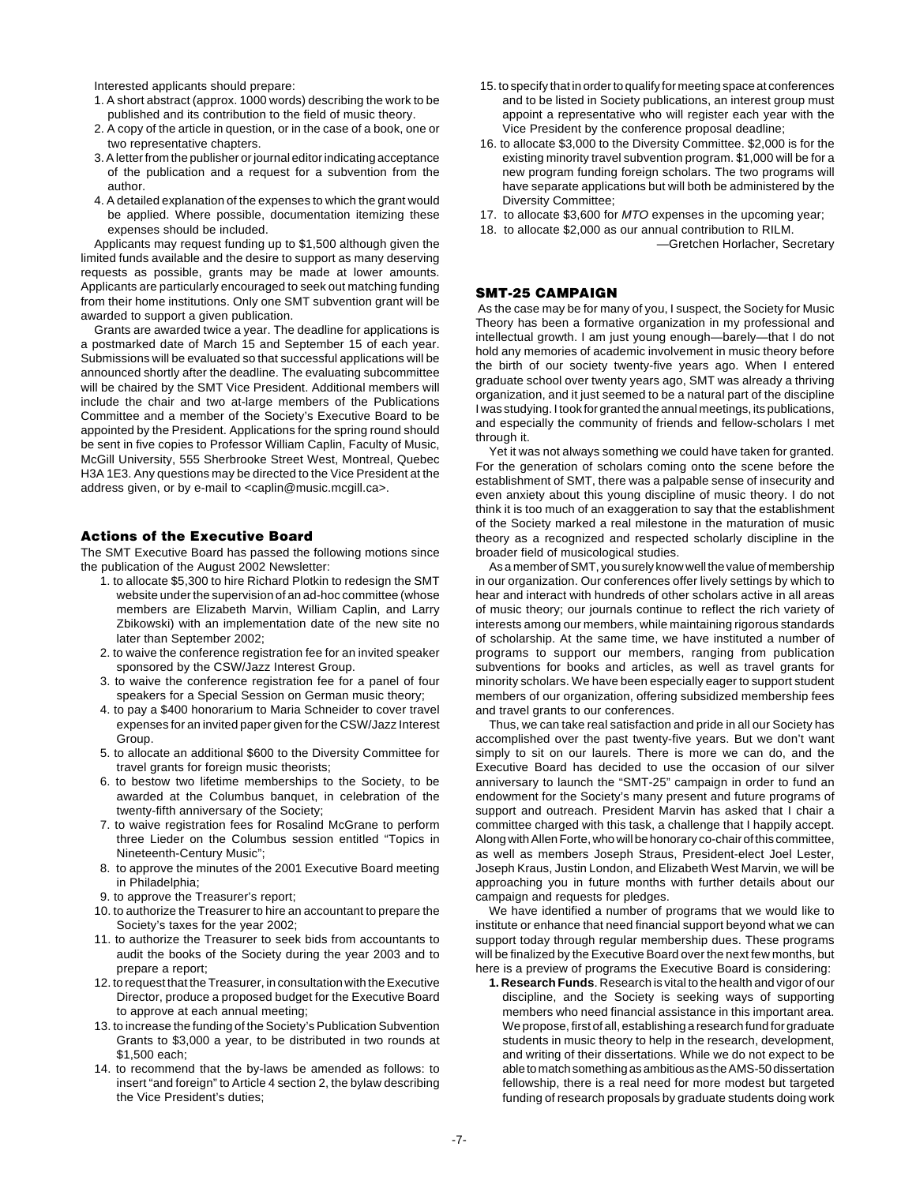Interested applicants should prepare:

1. A short abstract (approx. 1000 words) describing the work to be published and its contribution to the field of music theory.
2. A copy of the article in question, or in the case of a book, one or two representative chapters.
3. A letter from the publisher or journal editor indicating acceptance of the publication and a request for a subvention from the author.
4. A detailed explanation of the expenses to which the grant would be applied. Where possible, documentation itemizing these expenses should be included.

Applicants may request funding up to $1,500 although given the limited funds available and the desire to support as many deserving requests as possible, grants may be made at lower amounts. Applicants are particularly encouraged to seek out matching funding from their home institutions. Only one SMT subvention grant will be awarded to support a given publication.

Grants are awarded twice a year. The deadline for applications is a postmarked date of March 15 and September 15 of each year. Submissions will be evaluated so that successful applications will be announced shortly after the deadline. The evaluating subcommittee will be chaired by the SMT Vice President. Additional members will include the chair and two at-large members of the Publications Committee and a member of the Society's Executive Board to be appointed by the President. Applications for the spring round should be sent in five copies to Professor William Caplin, Faculty of Music, McGill University, 555 Sherbrooke Street West, Montreal, Quebec H3A 1E3. Any questions may be directed to the Vice President at the address given, or by e-mail to <caplin@music.mcgill.ca>.

## Actions of the Executive Board

The SMT Executive Board has passed the following motions since the publication of the August 2002 Newsletter:

1. to allocate $5,300 to hire Richard Plotkin to redesign the SMT website under the supervision of an ad-hoc committee (whose members are Elizabeth Marvin, William Caplin, and Larry Zbikowski) with an implementation date of the new site no later than September 2002;
2. to waive the conference registration fee for an invited speaker sponsored by the CSW/Jazz Interest Group.
3. to waive the conference registration fee for a panel of four speakers for a Special Session on German music theory;
4. to pay a $400 honorarium to Maria Schneider to cover travel expenses for an invited paper given for the CSW/Jazz Interest Group.
5. to allocate an additional $600 to the Diversity Committee for travel grants for foreign music theorists;
6. to bestow two lifetime memberships to the Society, to be awarded at the Columbus banquet, in celebration of the twenty-fifth anniversary of the Society;
7. to waive registration fees for Rosalind McGrane to perform three Lieder on the Columbus session entitled "Topics in Nineteenth-Century Music";
8. to approve the minutes of the 2001 Executive Board meeting in Philadelphia;
9. to approve the Treasurer's report;
10. to authorize the Treasurer to hire an accountant to prepare the Society's taxes for the year 2002;
11. to authorize the Treasurer to seek bids from accountants to audit the books of the Society during the year 2003 and to prepare a report;
12. to request that the Treasurer, in consultation with the Executive Director, produce a proposed budget for the Executive Board to approve at each annual meeting;
13. to increase the funding of the Society's Publication Subvention Grants to $3,000 a year, to be distributed in two rounds at $1,500 each;
14. to recommend that the by-laws be amended as follows: to insert "and foreign" to Article 4 section 2, the bylaw describing the Vice President's duties;
15. to specify that in order to qualify for meeting space at conferences and to be listed in Society publications, an interest group must appoint a representative who will register each year with the Vice President by the conference proposal deadline;
16. to allocate $3,000 to the Diversity Committee. $2,000 is for the existing minority travel subvention program. $1,000 will be for a new program funding foreign scholars. The two programs will have separate applications but will both be administered by the Diversity Committee;
17. to allocate $3,600 for *MTO* expenses in the upcoming year;
18. to allocate $2,000 as our annual contribution to RILM.

—Gretchen Horlacher, Secretary

## SMT-25 CAMPAIGN

As the case may be for many of you, I suspect, the Society for Music Theory has been a formative organization in my professional and intellectual growth. I am just young enough—barely—that I do not hold any memories of academic involvement in music theory before the birth of our society twenty-five years ago. When I entered graduate school over twenty years ago, SMT was already a thriving organization, and it just seemed to be a natural part of the discipline I was studying. I took for granted the annual meetings, its publications, and especially the community of friends and fellow-scholars I met through it.

Yet it was not always something we could have taken for granted. For the generation of scholars coming onto the scene before the establishment of SMT, there was a palpable sense of insecurity and even anxiety about this young discipline of music theory. I do not think it is too much of an exaggeration to say that the establishment of the Society marked a real milestone in the maturation of music theory as a recognized and respected scholarly discipline in the broader field of musicological studies.

As a member of SMT, you surely know well the value of membership in our organization. Our conferences offer lively settings by which to hear and interact with hundreds of other scholars active in all areas of music theory; our journals continue to reflect the rich variety of interests among our members, while maintaining rigorous standards of scholarship. At the same time, we have instituted a number of programs to support our members, ranging from publication subventions for books and articles, as well as travel grants for minority scholars. We have been especially eager to support student members of our organization, offering subsidized membership fees and travel grants to our conferences.

Thus, we can take real satisfaction and pride in all our Society has accomplished over the past twenty-five years. But we don't want simply to sit on our laurels. There is more we can do, and the Executive Board has decided to use the occasion of our silver anniversary to launch the "SMT-25" campaign in order to fund an endowment for the Society's many present and future programs of support and outreach. President Marvin has asked that I chair a committee charged with this task, a challenge that I happily accept. Along with Allen Forte, who will be honorary co-chair of this committee, as well as members Joseph Straus, President-elect Joel Lester, Joseph Kraus, Justin London, and Elizabeth West Marvin, we will be approaching you in future months with further details about our campaign and requests for pledges.

We have identified a number of programs that we would like to institute or enhance that need financial support beyond what we can support today through regular membership dues. These programs will be finalized by the Executive Board over the next few months, but here is a preview of programs the Executive Board is considering:

**1. Research Funds**. Research is vital to the health and vigor of our discipline, and the Society is seeking ways of supporting members who need financial assistance in this important area. We propose, first of all, establishing a research fund for graduate students in music theory to help in the research, development, and writing of their dissertations. While we do not expect to be able to match something as ambitious as the AMS-50 dissertation fellowship, there is a real need for more modest but targeted funding of research proposals by graduate students doing work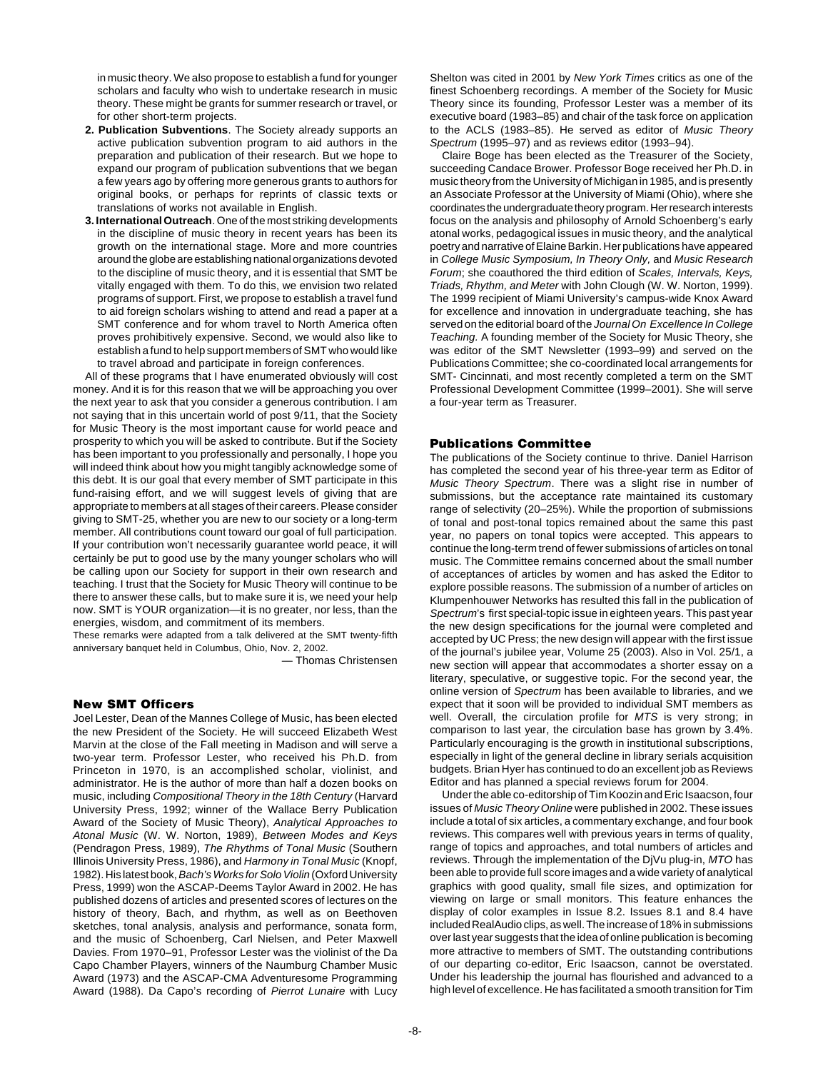in music theory. We also propose to establish a fund for younger scholars and faculty who wish to undertake research in music theory. These might be grants for summer research or travel, or for other short-term projects.

2. **Publication Subventions**. The Society already supports an active publication subvention program to aid authors in the preparation and publication of their research. But we hope to expand our program of publication subventions that we began a few years ago by offering more generous grants to authors for original books, or perhaps for reprints of classic texts or translations of works not available in English.
3. **International Outreach**. One of the most striking developments in the discipline of music theory in recent years has been its growth on the international stage. More and more countries around the globe are establishing national organizations devoted to the discipline of music theory, and it is essential that SMT be vitally engaged with them. To do this, we envision two related programs of support. First, we propose to establish a travel fund to aid foreign scholars wishing to attend and read a paper at a SMT conference and for whom travel to North America often proves prohibitively expensive. Second, we would also like to establish a fund to help support members of SMT who would like to travel abroad and participate in foreign conferences.

All of these programs that I have enumerated obviously will cost money. And it is for this reason that we will be approaching you over the next year to ask that you consider a generous contribution. I am not saying that in this uncertain world of post 9/11, that the Society for Music Theory is the most important cause for world peace and prosperity to which you will be asked to contribute. But if the Society has been important to you professionally and personally, I hope you will indeed think about how you might tangibly acknowledge some of this debt. It is our goal that every member of SMT participate in this fund-raising effort, and we will suggest levels of giving that are appropriate to members at all stages of their careers. Please consider giving to SMT-25, whether you are new to our society or a long-term member. All contributions count toward our goal of full participation. If your contribution won't necessarily guarantee world peace, it will certainly be put to good use by the many younger scholars who will be calling upon our Society for support in their own research and teaching. I trust that the Society for Music Theory will continue to be there to answer these calls, but to make sure it is, we need your help now. SMT is YOUR organization—it is no greater, nor less, than the energies, wisdom, and commitment of its members.

These remarks were adapted from a talk delivered at the SMT twenty-fifth anniversary banquet held in Columbus, Ohio, Nov. 2, 2002.

— Thomas Christensen

## New SMT Officers

Joel Lester, Dean of the Mannes College of Music, has been elected the new President of the Society. He will succeed Elizabeth West Marvin at the close of the Fall meeting in Madison and will serve a two-year term. Professor Lester, who received his Ph.D. from Princeton in 1970, is an accomplished scholar, violinist, and administrator. He is the author of more than half a dozen books on music, including *Compositional Theory in the 18th Century* (Harvard University Press, 1992; winner of the Wallace Berry Publication Award of the Society of Music Theory), *Analytical Approaches to Atonal Music* (W. W. Norton, 1989), *Between Modes and Keys* (Pendragon Press, 1989), *The Rhythms of Tonal Music* (Southern Illinois University Press, 1986), and *Harmony in Tonal Music* (Knopf, 1982). His latest book, *Bach's Works for Solo Violin* (Oxford University Press, 1999) won the ASCAP-Deems Taylor Award in 2002. He has published dozens of articles and presented scores of lectures on the history of theory, Bach, and rhythm, as well as on Beethoven sketches, tonal analysis, analysis and performance, sonata form, and the music of Schoenberg, Carl Nielsen, and Peter Maxwell Davies. From 1970–91, Professor Lester was the violinist of the Da Capo Chamber Players, winners of the Naumburg Chamber Music Award (1973) and the ASCAP-CMA Adventuresome Programming Award (1988). Da Capo's recording of *Pierrot Lunaire* with Lucy Shelton was cited in 2001 by *New York Times* critics as one of the finest Schoenberg recordings. A member of the Society for Music Theory since its founding, Professor Lester was a member of its executive board (1983–85) and chair of the task force on application to the ACLS (1983–85). He served as editor of *Music Theory Spectrum* (1995–97) and as reviews editor (1993–94).

Claire Boge has been elected as the Treasurer of the Society, succeeding Candace Brower. Professor Boge received her Ph.D. in music theory from the University of Michigan in 1985, and is presently an Associate Professor at the University of Miami (Ohio), where she coordinates the undergraduate theory program. Her research interests focus on the analysis and philosophy of Arnold Schoenberg's early atonal works, pedagogical issues in music theory, and the analytical poetry and narrative of Elaine Barkin. Her publications have appeared in *College Music Symposium, In Theory Only,* and *Music Research Forum*; she coauthored the third edition of *Scales, Intervals, Keys, Triads, Rhythm, and Meter* with John Clough (W. W. Norton, 1999). The 1999 recipient of Miami University's campus-wide Knox Award for excellence and innovation in undergraduate teaching, she has served on the editorial board of the *Journal On Excellence In College Teaching.* A founding member of the Society for Music Theory, she was editor of the SMT Newsletter (1993–99) and served on the Publications Committee; she co-coordinated local arrangements for SMT- Cincinnati, and most recently completed a term on the SMT Professional Development Committee (1999–2001). She will serve a four-year term as Treasurer.

## Publications Committee

The publications of the Society continue to thrive. Daniel Harrison has completed the second year of his three-year term as Editor of *Music Theory Spectrum*. There was a slight rise in number of submissions, but the acceptance rate maintained its customary range of selectivity (20–25%). While the proportion of submissions of tonal and post-tonal topics remained about the same this past year, no papers on tonal topics were accepted. This appears to continue the long-term trend of fewer submissions of articles on tonal music. The Committee remains concerned about the small number of acceptances of articles by women and has asked the Editor to explore possible reasons. The submission of a number of articles on Klumpenhouwer Networks has resulted this fall in the publication of *Spectrum*'s first special-topic issue in eighteen years. This past year the new design specifications for the journal were completed and accepted by UC Press; the new design will appear with the first issue of the journal's jubilee year, Volume 25 (2003). Also in Vol. 25/1, a new section will appear that accommodates a shorter essay on a literary, speculative, or suggestive topic. For the second year, the online version of *Spectrum* has been available to libraries, and we expect that it soon will be provided to individual SMT members as well. Overall, the circulation profile for *MTS* is very strong; in comparison to last year, the circulation base has grown by 3.4%. Particularly encouraging is the growth in institutional subscriptions, especially in light of the general decline in library serials acquisition budgets. Brian Hyer has continued to do an excellent job as Reviews Editor and has planned a special reviews forum for 2004.

Under the able co-editorship of Tim Koozin and Eric Isaacson, four issues of *Music Theory Online* were published in 2002. These issues include a total of six articles, a commentary exchange, and four book reviews. This compares well with previous years in terms of quality, range of topics and approaches, and total numbers of articles and reviews. Through the implementation of the DjVu plug-in, *MTO* has been able to provide full score images and a wide variety of analytical graphics with good quality, small file sizes, and optimization for viewing on large or small monitors. This feature enhances the display of color examples in Issue 8.2. Issues 8.1 and 8.4 have included RealAudio clips, as well. The increase of 18% in submissions over last year suggests that the idea of online publication is becoming more attractive to members of SMT. The outstanding contributions of our departing co-editor, Eric Isaacson, cannot be overstated. Under his leadership the journal has flourished and advanced to a high level of excellence. He has facilitated a smooth transition for Tim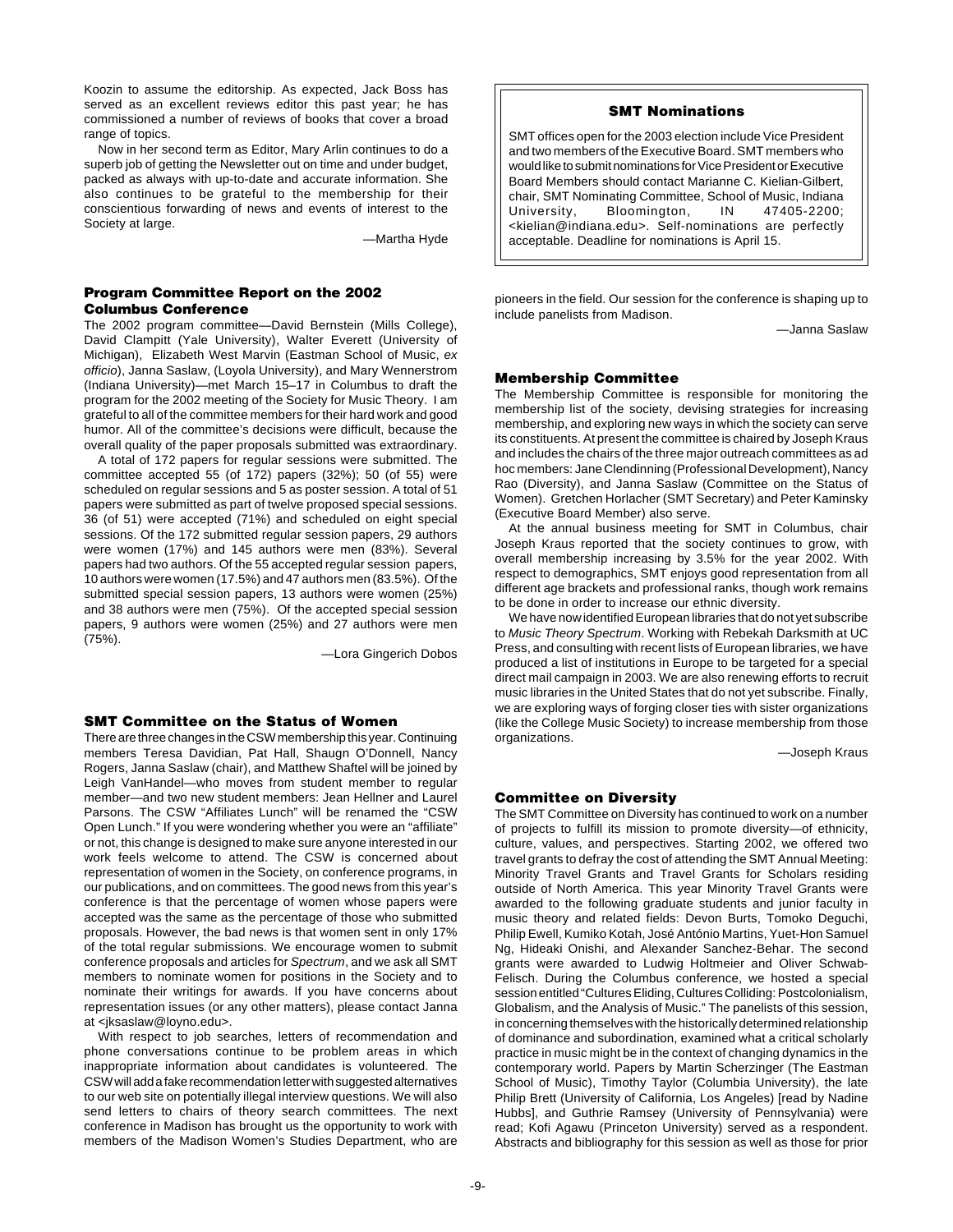Koozin to assume the editorship. As expected, Jack Boss has served as an excellent reviews editor this past year; he has commissioned a number of reviews of books that cover a broad range of topics.

Now in her second term as Editor, Mary Arlin continues to do a superb job of getting the Newsletter out on time and under budget, packed as always with up-to-date and accurate information. She also continues to be grateful to the membership for their conscientious forwarding of news and events of interest to the Society at large.

—Martha Hyde

### Program Committee Report on the 2002 Columbus Conference

The 2002 program committee—David Bernstein (Mills College), David Clampitt (Yale University), Walter Everett (University of Michigan), Elizabeth West Marvin (Eastman School of Music, *ex officio*), Janna Saslaw, (Loyola University), and Mary Wennerstrom (Indiana University)—met March 15–17 in Columbus to draft the program for the 2002 meeting of the Society for Music Theory. I am grateful to all of the committee members for their hard work and good humor. All of the committee's decisions were difficult, because the overall quality of the paper proposals submitted was extraordinary.

A total of 172 papers for regular sessions were submitted. The committee accepted 55 (of 172) papers (32%); 50 (of 55) were scheduled on regular sessions and 5 as poster session. A total of 51 papers were submitted as part of twelve proposed special sessions. 36 (of 51) were accepted (71%) and scheduled on eight special sessions. Of the 172 submitted regular session papers, 29 authors were women (17%) and 145 authors were men (83%). Several papers had two authors. Of the 55 accepted regular session papers, 10 authors were women (17.5%) and 47 authors men (83.5%). Of the submitted special session papers, 13 authors were women (25%) and 38 authors were men (75%). Of the accepted special session papers, 9 authors were women (25%) and 27 authors were men (75%).

—Lora Gingerich Dobos

### SMT Committee on the Status of Women

There are three changes in the CSW membership this year. Continuing members Teresa Davidian, Pat Hall, Shaugn O'Donnell, Nancy Rogers, Janna Saslaw (chair), and Matthew Shaftel will be joined by Leigh VanHandel—who moves from student member to regular member—and two new student members: Jean Hellner and Laurel Parsons. The CSW "Affiliates Lunch" will be renamed the "CSW Open Lunch." If you were wondering whether you were an "affiliate" or not, this change is designed to make sure anyone interested in our work feels welcome to attend. The CSW is concerned about representation of women in the Society, on conference programs, in our publications, and on committees. The good news from this year's conference is that the percentage of women whose papers were accepted was the same as the percentage of those who submitted proposals. However, the bad news is that women sent in only 17% of the total regular submissions. We encourage women to submit conference proposals and articles for *Spectrum*, and we ask all SMT members to nominate women for positions in the Society and to nominate their writings for awards. If you have concerns about representation issues (or any other matters), please contact Janna at <jksaslaw@loyno.edu>.

With respect to job searches, letters of recommendation and phone conversations continue to be problem areas in which inappropriate information about candidates is volunteered. The CSW will add a fake recommendation letter with suggested alternatives to our web site on potentially illegal interview questions. We will also send letters to chairs of theory search committees. The next conference in Madison has brought us the opportunity to work with members of the Madison Women's Studies Department, who are pioneers in the field. Our session for the conference is shaping up to include panelists from Madison.

—Janna Saslaw

### SMT Nominations

SMT offices open for the 2003 election include Vice President and two members of the Executive Board. SMT members who would like to submit nominations for Vice President or Executive Board Members should contact Marianne C. Kielian-Gilbert, chair, SMT Nominating Committee, School of Music, Indiana University, Bloomington, IN 47405-2200; <kielian@indiana.edu>. Self-nominations are perfectly acceptable. Deadline for nominations is April 15.

### Membership Committee

The Membership Committee is responsible for monitoring the membership list of the society, devising strategies for increasing membership, and exploring new ways in which the society can serve its constituents. At present the committee is chaired by Joseph Kraus and includes the chairs of the three major outreach committees as ad hoc members: Jane Clendinning (Professional Development), Nancy Rao (Diversity), and Janna Saslaw (Committee on the Status of Women). Gretchen Horlacher (SMT Secretary) and Peter Kaminsky (Executive Board Member) also serve.

At the annual business meeting for SMT in Columbus, chair Joseph Kraus reported that the society continues to grow, with overall membership increasing by 3.5% for the year 2002. With respect to demographics, SMT enjoys good representation from all different age brackets and professional ranks, though work remains to be done in order to increase our ethnic diversity.

We have now identified European libraries that do not yet subscribe to *Music Theory Spectrum*. Working with Rebekah Darksmith at UC Press, and consulting with recent lists of European libraries, we have produced a list of institutions in Europe to be targeted for a special direct mail campaign in 2003. We are also renewing efforts to recruit music libraries in the United States that do not yet subscribe. Finally, we are exploring ways of forging closer ties with sister organizations (like the College Music Society) to increase membership from those organizations.

—Joseph Kraus

### Committee on Diversity

The SMT Committee on Diversity has continued to work on a number of projects to fulfill its mission to promote diversity—of ethnicity, culture, values, and perspectives. Starting 2002, we offered two travel grants to defray the cost of attending the SMT Annual Meeting: Minority Travel Grants and Travel Grants for Scholars residing outside of North America. This year Minority Travel Grants were awarded to the following graduate students and junior faculty in music theory and related fields: Devon Burts, Tomoko Deguchi, Philip Ewell, Kumiko Kotah, José António Martins, Yuet-Hon Samuel Ng, Hideaki Onishi, and Alexander Sanchez-Behar. The second grants were awarded to Ludwig Holtmeier and Oliver Schwab-Felisch. During the Columbus conference, we hosted a special session entitled "Cultures Eliding, Cultures Colliding: Postcolonialism, Globalism, and the Analysis of Music." The panelists of this session, in concerning themselves with the historically determined relationship of dominance and subordination, examined what a critical scholarly practice in music might be in the context of changing dynamics in the contemporary world. Papers by Martin Scherzinger (The Eastman School of Music), Timothy Taylor (Columbia University), the late Philip Brett (University of California, Los Angeles) [read by Nadine Hubbs], and Guthrie Ramsey (University of Pennsylvania) were read; Kofi Agawu (Princeton University) served as a respondent. Abstracts and bibliography for this session as well as those for prior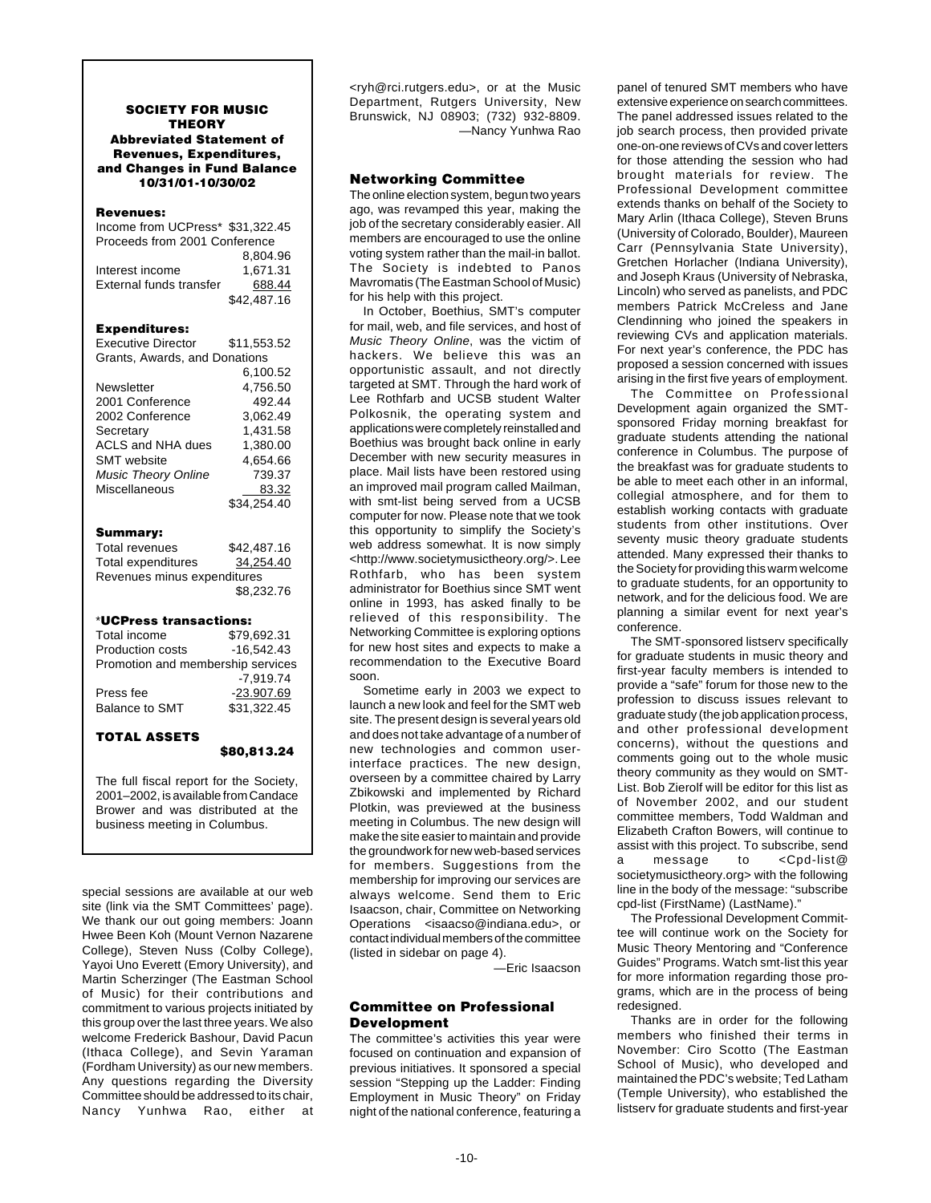**SOCIETY FOR MUSIC THEORY**
**Abbreviated Statement of Revenues, Expenditures, and Changes in Fund Balance**
**10/31/01-10/30/02**

**Revenues:**

| | |
|---|---|
| Income from UCPress* | $31,322.45 |
| Proceeds from 2001 Conference | 8,804.96 |
| Interest income | 1,671.31 |
| External funds transfer | 688.44 |
| | $42,487.16 |

**Expenditures:**

| | |
|---|---|
| Executive Director | $11,553.52 |
| Grants, Awards, and Donations | 6,100.52 |
| Newsletter | 4,756.50 |
| 2001 Conference | 492.44 |
| 2002 Conference | 3,062.49 |
| Secretary | 1,431.58 |
| ACLS and NHA dues | 1,380.00 |
| SMT website | 4,654.66 |
| *Music Theory Online* | 739.37 |
| Miscellaneous | 83.32 |
| | $34,254.40 |

**Summary:**

| | |
|---|---|
| Total revenues | $42,487.16 |
| Total expenditures | 34,254.40 |
| Revenues minus expenditures | $8,232.76 |

**\*UCPress transactions:**

| | |
|---|---|
| Total income | $79,692.31 |
| Production costs | -16,542.43 |
| Promotion and membership services | -7,919.74 |
| Press fee | -23.907.69 |
| Balance to SMT | $31,322.45 |

**TOTAL ASSETS** **$80,813.24**

The full fiscal report for the Society, 2001–2002, is available from Candace Brower and was distributed at the business meeting in Columbus.

special sessions are available at our web site (link via the SMT Committees' page). We thank our out going members: Joann Hwee Been Koh (Mount Vernon Nazarene College), Steven Nuss (Colby College), Yayoi Uno Everett (Emory University), and Martin Scherzinger (The Eastman School of Music) for their contributions and commitment to various projects initiated by this group over the last three years. We also welcome Frederick Bashour, David Pacun (Ithaca College), and Sevin Yaraman (Fordham University) as our new members. Any questions regarding the Diversity Committee should be addressed to its chair, Nancy Yunhwa Rao, either at <ryh@rci.rutgers.edu>, or at the Music Department, Rutgers University, New Brunswick, NJ 08903; (732) 932-8809.

—Nancy Yunhwa Rao

### Networking Committee

The online election system, begun two years ago, was revamped this year, making the job of the secretary considerably easier. All members are encouraged to use the online voting system rather than the mail-in ballot. The Society is indebted to Panos Mavromatis (The Eastman School of Music) for his help with this project.

In October, Boethius, SMT's computer for mail, web, and file services, and host of *Music Theory Online*, was the victim of hackers. We believe this was an opportunistic assault, and not directly targeted at SMT. Through the hard work of Lee Rothfarb and UCSB student Walter Polkosnik, the operating system and applications were completely reinstalled and Boethius was brought back online in early December with new security measures in place. Mail lists have been restored using an improved mail program called Mailman, with smt-list being served from a UCSB computer for now. Please note that we took this opportunity to simplify the Society's web address somewhat. It is now simply <http://www.societymusictheory.org/>. Lee Rothfarb, who has been system administrator for Boethius since SMT went online in 1993, has asked finally to be relieved of this responsibility. The Networking Committee is exploring options for new host sites and expects to make a recommendation to the Executive Board soon.

Sometime early in 2003 we expect to launch a new look and feel for the SMT web site. The present design is several years old and does not take advantage of a number of new technologies and common user-interface practices. The new design, overseen by a committee chaired by Larry Zbikowski and implemented by Richard Plotkin, was previewed at the business meeting in Columbus. The new design will make the site easier to maintain and provide the groundwork for new web-based services for members. Suggestions from the membership for improving our services are always welcome. Send them to Eric Isaacson, chair, Committee on Networking Operations <isaacso@indiana.edu>, or contact individual members of the committee (listed in sidebar on page 4).

—Eric Isaacson

### Committee on Professional Development

The committee's activities this year were focused on continuation and expansion of previous initiatives. It sponsored a special session "Stepping up the Ladder: Finding Employment in Music Theory" on Friday night of the national conference, featuring a panel of tenured SMT members who have extensive experience on search committees. The panel addressed issues related to the job search process, then provided private one-on-one reviews of CVs and cover letters for those attending the session who had brought materials for review. The Professional Development committee extends thanks on behalf of the Society to Mary Arlin (Ithaca College), Steven Bruns (University of Colorado, Boulder), Maureen Carr (Pennsylvania State University), Gretchen Horlacher (Indiana University), and Joseph Kraus (University of Nebraska, Lincoln) who served as panelists, and PDC members Patrick McCreless and Jane Clendinning who joined the speakers in reviewing CVs and application materials. For next year's conference, the PDC has proposed a session concerned with issues arising in the first five years of employment.

The Committee on Professional Development again organized the SMT-sponsored Friday morning breakfast for graduate students attending the national conference in Columbus. The purpose of the breakfast was for graduate students to be able to meet each other in an informal, collegial atmosphere, and for them to establish working contacts with graduate students from other institutions. Over seventy music theory graduate students attended. Many expressed their thanks to the Society for providing this warm welcome to graduate students, for an opportunity to network, and for the delicious food. We are planning a similar event for next year's conference.

The SMT-sponsored listserv specifically for graduate students in music theory and first-year faculty members is intended to provide a "safe" forum for those new to the profession to discuss issues relevant to graduate study (the job application process, and other professional development concerns), without the questions and comments going out to the whole music theory community as they would on SMT-List. Bob Zierolf will be editor for this list as of November 2002, and our student committee members, Todd Waldman and Elizabeth Crafton Bowers, will continue to assist with this project. To subscribe, send a message to <Cpd-list@societymusictheory.org> with the following line in the body of the message: "subscribe cpd-list (FirstName) (LastName)."

The Professional Development Committee will continue work on the Society for Music Theory Mentoring and "Conference Guides" Programs. Watch smt-list this year for more information regarding those programs, which are in the process of being redesigned.

Thanks are in order for the following members who finished their terms in November: Ciro Scotto (The Eastman School of Music), who developed and maintained the PDC's website; Ted Latham (Temple University), who established the listserv for graduate students and first-year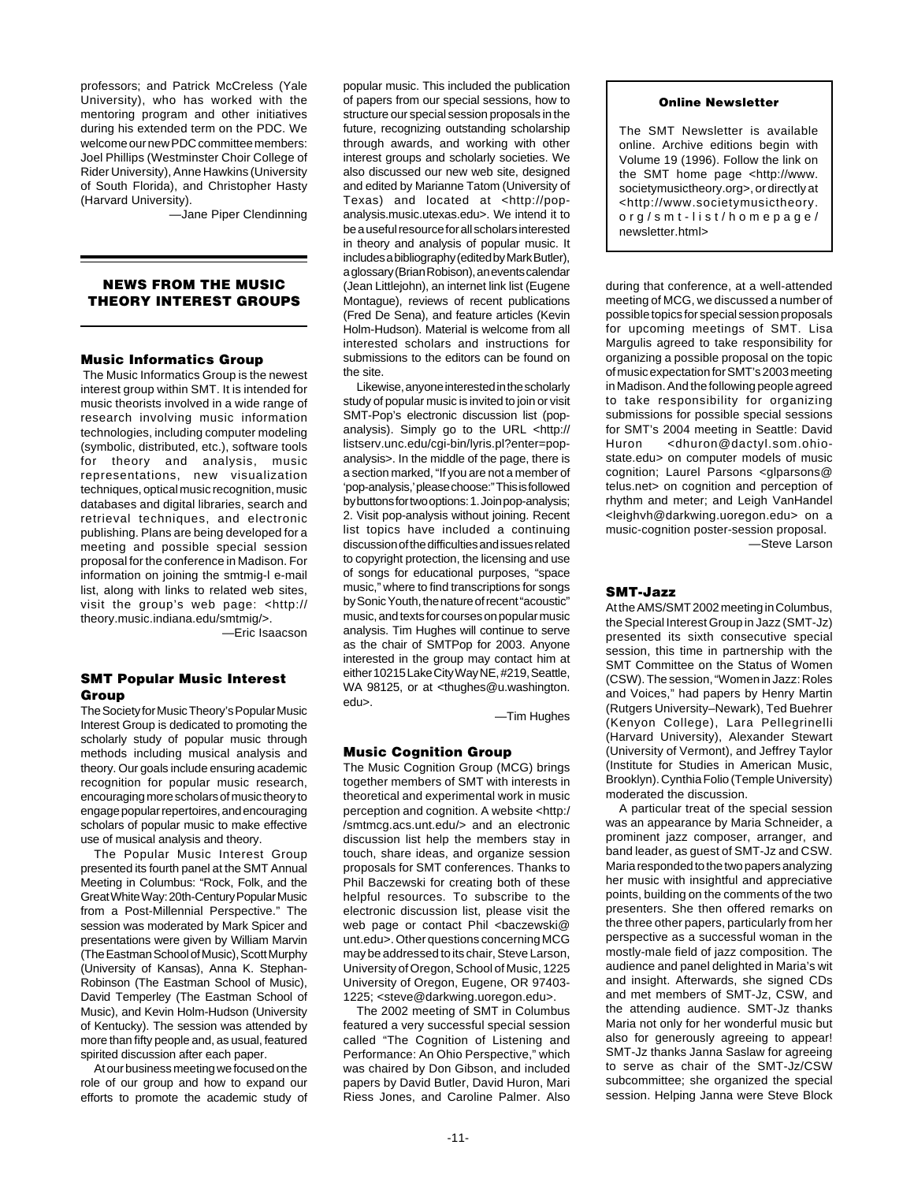professors; and Patrick McCreless (Yale University), who has worked with the mentoring program and other initiatives during his extended term on the PDC. We welcome our new PDC committee members: Joel Phillips (Westminster Choir College of Rider University), Anne Hawkins (University of South Florida), and Christopher Hasty (Harvard University).

—Jane Piper Clendinning

## NEWS FROM THE MUSIC THEORY INTEREST GROUPS

### Music Informatics Group

The Music Informatics Group is the newest interest group within SMT. It is intended for music theorists involved in a wide range of research involving music information technologies, including computer modeling (symbolic, distributed, etc.), software tools for theory and analysis, music representations, new visualization techniques, optical music recognition, music databases and digital libraries, search and retrieval techniques, and electronic publishing. Plans are being developed for a meeting and possible special session proposal for the conference in Madison. For information on joining the smtmig-l e-mail list, along with links to related web sites, visit the group's web page: <http://theory.music.indiana.edu/smtmig/>.

—Eric Isaacson

### SMT Popular Music Interest Group

The Society for Music Theory's Popular Music Interest Group is dedicated to promoting the scholarly study of popular music through methods including musical analysis and theory. Our goals include ensuring academic recognition for popular music research, encouraging more scholars of music theory to engage popular repertoires, and encouraging scholars of popular music to make effective use of musical analysis and theory.

The Popular Music Interest Group presented its fourth panel at the SMT Annual Meeting in Columbus: "Rock, Folk, and the Great White Way: 20th-Century Popular Music from a Post-Millennial Perspective." The session was moderated by Mark Spicer and presentations were given by William Marvin (The Eastman School of Music), Scott Murphy (University of Kansas), Anna K. Stephan-Robinson (The Eastman School of Music), David Temperley (The Eastman School of Music), and Kevin Holm-Hudson (University of Kentucky). The session was attended by more than fifty people and, as usual, featured spirited discussion after each paper.

At our business meeting we focused on the role of our group and how to expand our efforts to promote the academic study of popular music. This included the publication of papers from our special sessions, how to structure our special session proposals in the future, recognizing outstanding scholarship through awards, and working with other interest groups and scholarly societies. We also discussed our new web site, designed and edited by Marianne Tatom (University of Texas) and located at <http://pop-analysis.music.utexas.edu>. We intend it to be a useful resource for all scholars interested in theory and analysis of popular music. It includes a bibliography (edited by Mark Butler), a glossary (Brian Robison), an events calendar (Jean Littlejohn), an internet link list (Eugene Montague), reviews of recent publications (Fred De Sena), and feature articles (Kevin Holm-Hudson). Material is welcome from all interested scholars and instructions for submissions to the editors can be found on the site.

Likewise, anyone interested in the scholarly study of popular music is invited to join or visit SMT-Pop's electronic discussion list (pop-analysis). Simply go to the URL <http://listserv.unc.edu/cgi-bin/lyris.pl?enter=pop-analysis>. In the middle of the page, there is a section marked, "If you are not a member of 'pop-analysis,' please choose:" This is followed by buttons for two options: 1. Join pop-analysis; 2. Visit pop-analysis without joining. Recent list topics have included a continuing discussion of the difficulties and issues related to copyright protection, the licensing and use of songs for educational purposes, "space music," where to find transcriptions for songs by Sonic Youth, the nature of recent "acoustic" music, and texts for courses on popular music analysis. Tim Hughes will continue to serve as the chair of SMTPop for 2003. Anyone interested in the group may contact him at either 10215 Lake City Way NE, #219, Seattle, WA 98125, or at <thughes@u.washington.edu>.

—Tim Hughes

### Music Cognition Group

The Music Cognition Group (MCG) brings together members of SMT with interests in theoretical and experimental work in music perception and cognition. A website <http://smtmcg.acs.unt.edu/> and an electronic discussion list help the members stay in touch, share ideas, and organize session proposals for SMT conferences. Thanks to Phil Baczewski for creating both of these helpful resources. To subscribe to the electronic discussion list, please visit the web page or contact Phil <baczewski@unt.edu>. Other questions concerning MCG may be addressed to its chair, Steve Larson, University of Oregon, School of Music, 1225 University of Oregon, Eugene, OR 97403-1225; <steve@darkwing.uoregon.edu>.

The 2002 meeting of SMT in Columbus featured a very successful special session called "The Cognition of Listening and Performance: An Ohio Perspective," which was chaired by Don Gibson, and included papers by David Butler, David Huron, Mari Riess Jones, and Caroline Palmer. Also during that conference, at a well-attended meeting of MCG, we discussed a number of possible topics for special session proposals for upcoming meetings of SMT. Lisa Margulis agreed to take responsibility for organizing a possible proposal on the topic of music expectation for SMT's 2003 meeting in Madison. And the following people agreed to take responsibility for organizing submissions for possible special sessions for SMT's 2004 meeting in Seattle: David Huron <dhuron@dactyl.som.ohio-state.edu> on computer models of music cognition; Laurel Parsons <glparsons@telus.net> on cognition and perception of rhythm and meter; and Leigh VanHandel <leighvh@darkwing.uoregon.edu> on a music-cognition poster-session proposal.

—Steve Larson

> **Online Newsletter**
>
> The SMT Newsletter is available online. Archive editions begin with Volume 19 (1996). Follow the link on the SMT home page <http://www.societymusictheory.org>, or directly at <http://www.societymusictheory.org/smt-list/homepage/newsletter.html>

### SMT-Jazz

At the AMS/SMT 2002 meeting in Columbus, the Special Interest Group in Jazz (SMT-Jz) presented its sixth consecutive special session, this time in partnership with the SMT Committee on the Status of Women (CSW). The session, "Women in Jazz: Roles and Voices," had papers by Henry Martin (Rutgers University–Newark), Ted Buehrer (Kenyon College), Lara Pellegrinelli (Harvard University), Alexander Stewart (University of Vermont), and Jeffrey Taylor (Institute for Studies in American Music, Brooklyn). Cynthia Folio (Temple University) moderated the discussion.

A particular treat of the special session was an appearance by Maria Schneider, a prominent jazz composer, arranger, and band leader, as guest of SMT-Jz and CSW. Maria responded to the two papers analyzing her music with insightful and appreciative points, building on the comments of the two presenters. She then offered remarks on the three other papers, particularly from her perspective as a successful woman in the mostly-male field of jazz composition. The audience and panel delighted in Maria's wit and insight. Afterwards, she signed CDs and met members of SMT-Jz, CSW, and the attending audience. SMT-Jz thanks Maria not only for her wonderful music but also for generously agreeing to appear! SMT-Jz thanks Janna Saslaw for agreeing to serve as chair of the SMT-Jz/CSW subcommittee; she organized the special session. Helping Janna were Steve Block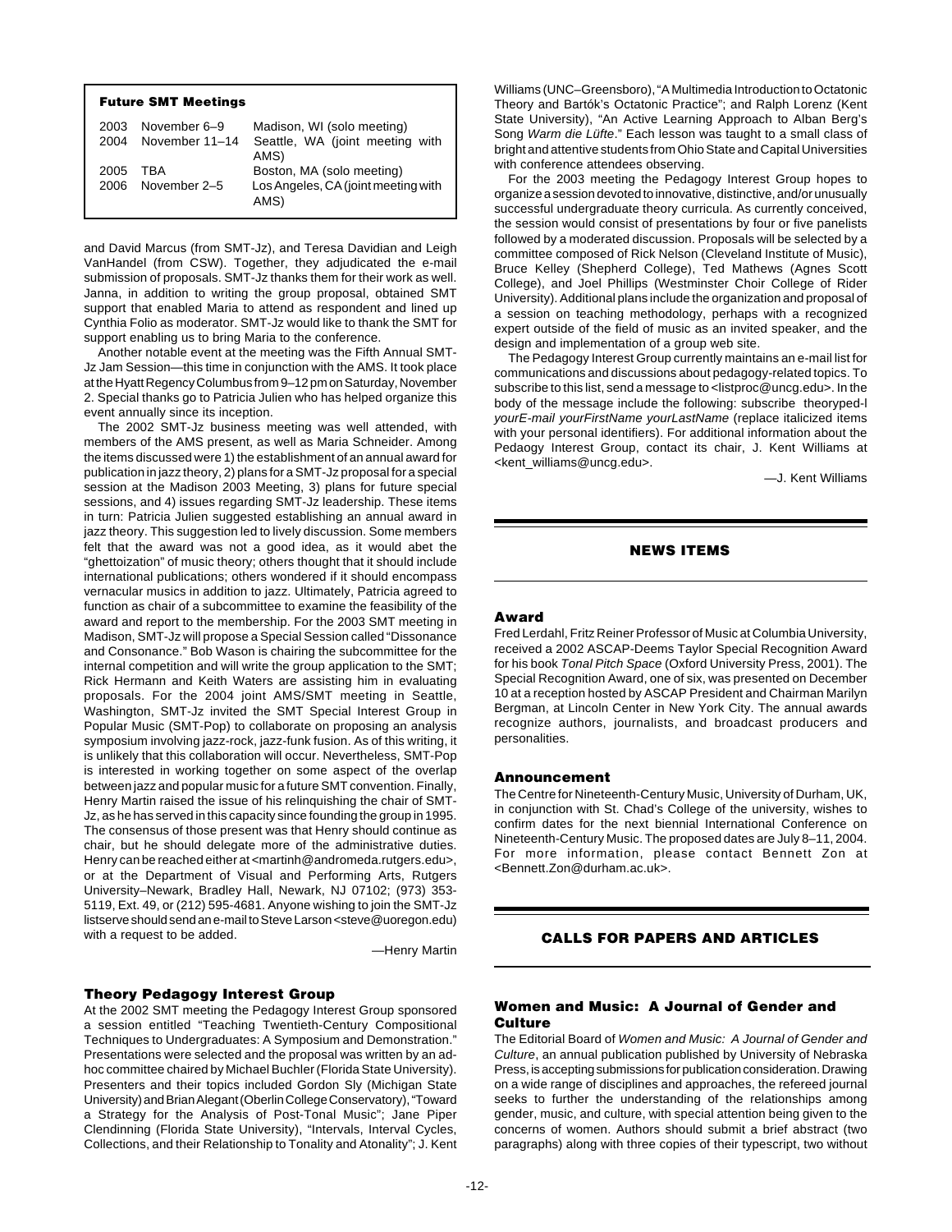### Future SMT Meetings

| | | |
|---|---|---|
| 2003 | November 6–9 | Madison, WI (solo meeting) |
| 2004 | November 11–14 | Seattle, WA (joint meeting with AMS) |
| 2005 | TBA | Boston, MA (solo meeting) |
| 2006 | November 2–5 | Los Angeles, CA (joint meeting with AMS) |

and David Marcus (from SMT-Jz), and Teresa Davidian and Leigh VanHandel (from CSW). Together, they adjudicated the e-mail submission of proposals. SMT-Jz thanks them for their work as well. Janna, in addition to writing the group proposal, obtained SMT support that enabled Maria to attend as respondent and lined up Cynthia Folio as moderator. SMT-Jz would like to thank the SMT for support enabling us to bring Maria to the conference.

Another notable event at the meeting was the Fifth Annual SMT-Jz Jam Session—this time in conjunction with the AMS. It took place at the Hyatt Regency Columbus from 9–12 pm on Saturday, November 2. Special thanks go to Patricia Julien who has helped organize this event annually since its inception.

The 2002 SMT-Jz business meeting was well attended, with members of the AMS present, as well as Maria Schneider. Among the items discussed were 1) the establishment of an annual award for publication in jazz theory, 2) plans for a SMT-Jz proposal for a special session at the Madison 2003 Meeting, 3) plans for future special sessions, and 4) issues regarding SMT-Jz leadership. These items in turn: Patricia Julien suggested establishing an annual award in jazz theory. This suggestion led to lively discussion. Some members felt that the award was not a good idea, as it would abet the "ghettoization" of music theory; others thought that it should include international publications; others wondered if it should encompass vernacular musics in addition to jazz. Ultimately, Patricia agreed to function as chair of a subcommittee to examine the feasibility of the award and report to the membership. For the 2003 SMT meeting in Madison, SMT-Jz will propose a Special Session called "Dissonance and Consonance." Bob Wason is chairing the subcommittee for the internal competition and will write the group application to the SMT; Rick Hermann and Keith Waters are assisting him in evaluating proposals. For the 2004 joint AMS/SMT meeting in Seattle, Washington, SMT-Jz invited the SMT Special Interest Group in Popular Music (SMT-Pop) to collaborate on proposing an analysis symposium involving jazz-rock, jazz-funk fusion. As of this writing, it is unlikely that this collaboration will occur. Nevertheless, SMT-Pop is interested in working together on some aspect of the overlap between jazz and popular music for a future SMT convention. Finally, Henry Martin raised the issue of his relinquishing the chair of SMT-Jz, as he has served in this capacity since founding the group in 1995. The consensus of those present was that Henry should continue as chair, but he should delegate more of the administrative duties. Henry can be reached either at <martinh@andromeda.rutgers.edu>, or at the Department of Visual and Performing Arts, Rutgers University–Newark, Bradley Hall, Newark, NJ 07102; (973) 353-5119, Ext. 49, or (212) 595-4681. Anyone wishing to join the SMT-Jz listserve should send an e-mail to Steve Larson <steve@uoregon.edu) with a request to be added.

—Henry Martin

### Theory Pedagogy Interest Group

At the 2002 SMT meeting the Pedagogy Interest Group sponsored a session entitled "Teaching Twentieth-Century Compositional Techniques to Undergraduates: A Symposium and Demonstration." Presentations were selected and the proposal was written by an ad-hoc committee chaired by Michael Buchler (Florida State University). Presenters and their topics included Gordon Sly (Michigan State University) and Brian Alegant (Oberlin College Conservatory), "Toward a Strategy for the Analysis of Post-Tonal Music"; Jane Piper Clendinning (Florida State University), "Intervals, Interval Cycles, Collections, and their Relationship to Tonality and Atonality"; J. Kent Williams (UNC–Greensboro), "A Multimedia Introduction to Octatonic Theory and Bartók's Octatonic Practice"; and Ralph Lorenz (Kent State University), "An Active Learning Approach to Alban Berg's Song *Warm die Lüfte*." Each lesson was taught to a small class of bright and attentive students from Ohio State and Capital Universities with conference attendees observing.

For the 2003 meeting the Pedagogy Interest Group hopes to organize a session devoted to innovative, distinctive, and/or unusually successful undergraduate theory curricula. As currently conceived, the session would consist of presentations by four or five panelists followed by a moderated discussion. Proposals will be selected by a committee composed of Rick Nelson (Cleveland Institute of Music), Bruce Kelley (Shepherd College), Ted Mathews (Agnes Scott College), and Joel Phillips (Westminster Choir College of Rider University). Additional plans include the organization and proposal of a session on teaching methodology, perhaps with a recognized expert outside of the field of music as an invited speaker, and the design and implementation of a group web site.

The Pedagogy Interest Group currently maintains an e-mail list for communications and discussions about pedagogy-related topics. To subscribe to this list, send a message to <listproc@uncg.edu>. In the body of the message include the following: subscribe theoryped-l *yourE-mail yourFirstName yourLastName* (replace italicized items with your personal identifiers). For additional information about the Pedaogy Interest Group, contact its chair, J. Kent Williams at <kent_williams@uncg.edu>.

—J. Kent Williams

## NEWS ITEMS

### Award

Fred Lerdahl, Fritz Reiner Professor of Music at Columbia University, received a 2002 ASCAP-Deems Taylor Special Recognition Award for his book *Tonal Pitch Space* (Oxford University Press, 2001). The Special Recognition Award, one of six, was presented on December 10 at a reception hosted by ASCAP President and Chairman Marilyn Bergman, at Lincoln Center in New York City. The annual awards recognize authors, journalists, and broadcast producers and personalities.

### Announcement

The Centre for Nineteenth-Century Music, University of Durham, UK, in conjunction with St. Chad's College of the university, wishes to confirm dates for the next biennial International Conference on Nineteenth-Century Music. The proposed dates are July 8–11, 2004. For more information, please contact Bennett Zon at <Bennett.Zon@durham.ac.uk>.

## CALLS FOR PAPERS AND ARTICLES

### Women and Music: A Journal of Gender and Culture

The Editorial Board of *Women and Music: A Journal of Gender and Culture*, an annual publication published by University of Nebraska Press, is accepting submissions for publication consideration. Drawing on a wide range of disciplines and approaches, the refereed journal seeks to further the understanding of the relationships among gender, music, and culture, with special attention being given to the concerns of women. Authors should submit a brief abstract (two paragraphs) along with three copies of their typescript, two without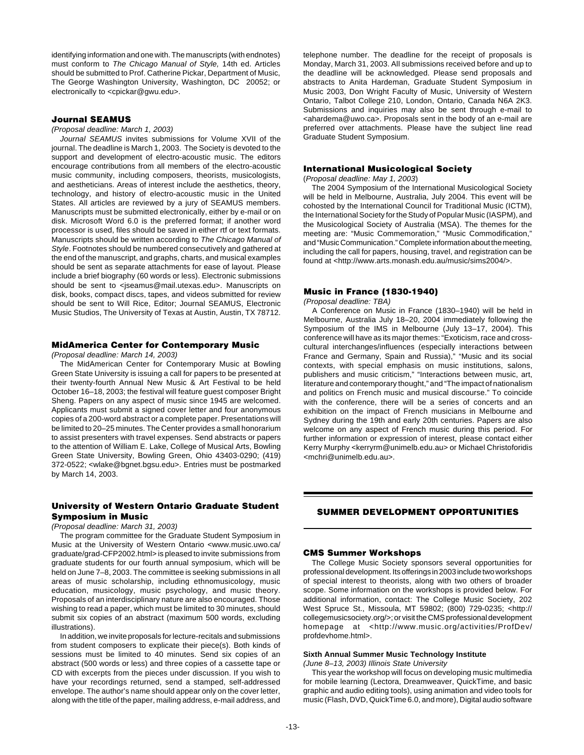identifying information and one with. The manuscripts (with endnotes) must conform to *The Chicago Manual of Style,* 14th ed. Articles should be submitted to Prof. Catherine Pickar, Department of Music, The George Washington University, Washington, DC 20052; or electronically to <cpickar@gwu.edu>.

### Journal SEAMUS

*(Proposal deadline: March 1, 2003)*

*Journal SEAMUS* invites submissions for Volume XVII of the journal. The deadline is March 1, 2003. The Society is devoted to the support and development of electro-acoustic music. The editors encourage contributions from all members of the electro-acoustic music community, including composers, theorists, musicologists, and aestheticians. Areas of interest include the aesthetics, theory, technology, and history of electro-acoustic music in the United States. All articles are reviewed by a jury of SEAMUS members. Manuscripts must be submitted electronically, either by e-mail or on disk. Microsoft Word 6.0 is the preferred format; if another word processor is used, files should be saved in either rtf or text formats. Manuscripts should be written according to *The Chicago Manual of Style*. Footnotes should be numbered consecutively and gathered at the end of the manuscript, and graphs, charts, and musical examples should be sent as separate attachments for ease of layout. Please include a brief biography (60 words or less). Electronic submissions should be sent to <jseamus@mail.utexas.edu>. Manuscripts on disk, books, compact discs, tapes, and videos submitted for review should be sent to Will Rice, Editor; Journal SEAMUS, Electronic Music Studios, The University of Texas at Austin, Austin, TX 78712.

### MidAmerica Center for Contemporary Music

*(Proposal deadline: March 14, 2003)*

The MidAmerican Center for Contemporary Music at Bowling Green State University is issuing a call for papers to be presented at their twenty-fourth Annual New Music & Art Festival to be held October 16–18, 2003; the festival will feature guest composer Bright Sheng. Papers on any aspect of music since 1945 are welcomed. Applicants must submit a signed cover letter and four anonymous copies of a 200-word abstract or a complete paper. Presentations will be limited to 20–25 minutes. The Center provides a small honorarium to assist presenters with travel expenses. Send abstracts or papers to the attention of William E. Lake, College of Musical Arts, Bowling Green State University, Bowling Green, Ohio 43403-0290; (419) 372-0522; <wlake@bgnet.bgsu.edu>. Entries must be postmarked by March 14, 2003.

### University of Western Ontario Graduate Student Symposium in Music

*(Proposal deadline: March 31, 2003)*

The program committee for the Graduate Student Symposium in Music at the University of Western Ontario <www.music.uwo.ca/graduate/grad-CFP2002.html> is pleased to invite submissions from graduate students for our fourth annual symposium, which will be held on June 7–8, 2003. The committee is seeking submissions in all areas of music scholarship, including ethnomusicology, music education, musicology, music psychology, and music theory. Proposals of an interdisciplinary nature are also encouraged. Those wishing to read a paper, which must be limited to 30 minutes, should submit six copies of an abstract (maximum 500 words, excluding illustrations).

In addition, we invite proposals for lecture-recitals and submissions from student composers to explicate their piece(s). Both kinds of sessions must be limited to 40 minutes. Send six copies of an abstract (500 words or less) and three copies of a cassette tape or CD with excerpts from the pieces under discussion. If you wish to have your recordings returned, send a stamped, self-addressed envelope. The author's name should appear only on the cover letter, along with the title of the paper, mailing address, e-mail address, and telephone number. The deadline for the receipt of proposals is Monday, March 31, 2003. All submissions received before and up to the deadline will be acknowledged. Please send proposals and abstracts to Anita Hardeman, Graduate Student Symposium in Music 2003, Don Wright Faculty of Music, University of Western Ontario, Talbot College 210, London, Ontario, Canada N6A 2K3. Submissions and inquiries may also be sent through e-mail to <ahardema@uwo.ca>. Proposals sent in the body of an e-mail are preferred over attachments. Please have the subject line read Graduate Student Symposium.

### International Musicological Society

(*Proposal deadline: May 1, 2003*)

The 2004 Symposium of the International Musicological Society will be held in Melbourne, Australia, July 2004. This event will be cohosted by the International Council for Traditional Music (ICTM), the International Society for the Study of Popular Music (IASPM), and the Musicological Society of Australia (MSA). The themes for the meeting are: "Music Commemoration," "Music Commodification," and "Music Communication." Complete information about the meeting, including the call for papers, housing, travel, and registration can be found at <http://www.arts.monash.edu.au/music/sims2004/>.

### Music in France (1830-1940)

*(Proposal deadline: TBA)*

A Conference on Music in France (1830–1940) will be held in Melbourne, Australia July 18–20, 2004 immediately following the Symposium of the IMS in Melbourne (July 13–17, 2004). This conference will have as its major themes: "Exoticism, race and cross-cultural interchanges/influences (especially interactions between France and Germany, Spain and Russia)," "Music and its social contexts, with special emphasis on music institutions, salons, publishers and music criticism," "Interactions between music, art, literature and contemporary thought," and "The impact of nationalism and politics on French music and musical discourse." To coincide with the conference, there will be a series of concerts and an exhibition on the impact of French musicians in Melbourne and Sydney during the 19th and early 20th centuries. Papers are also welcome on any aspect of French music during this period. For further information or expression of interest, please contact either Kerry Murphy <kerryrm@unimelb.edu.au> or Michael Christoforidis <mchri@unimelb.edu.au>.

## SUMMER DEVELOPMENT OPPORTUNITIES

### CMS Summer Workshops

The College Music Society sponsors several opportunities for professional development. Its offerings in 2003 include two workshops of special interest to theorists, along with two others of broader scope. Some information on the workshops is provided below. For additional information, contact: The College Music Society, 202 West Spruce St., Missoula, MT 59802; (800) 729-0235; <http://collegemusicsociety.org/>; or visit the CMS professional development homepage at <http://www.music.org/activities/ProfDev/profdevhome.html>.

#### Sixth Annual Summer Music Technology Institute

*(June 8–13, 2003) Illinois State University*

This year the workshop will focus on developing music multimedia for mobile learning (Lectora, Dreamweaver, QuickTime, and basic graphic and audio editing tools), using animation and video tools for music (Flash, DVD, QuickTime 6.0, and more), Digital audio software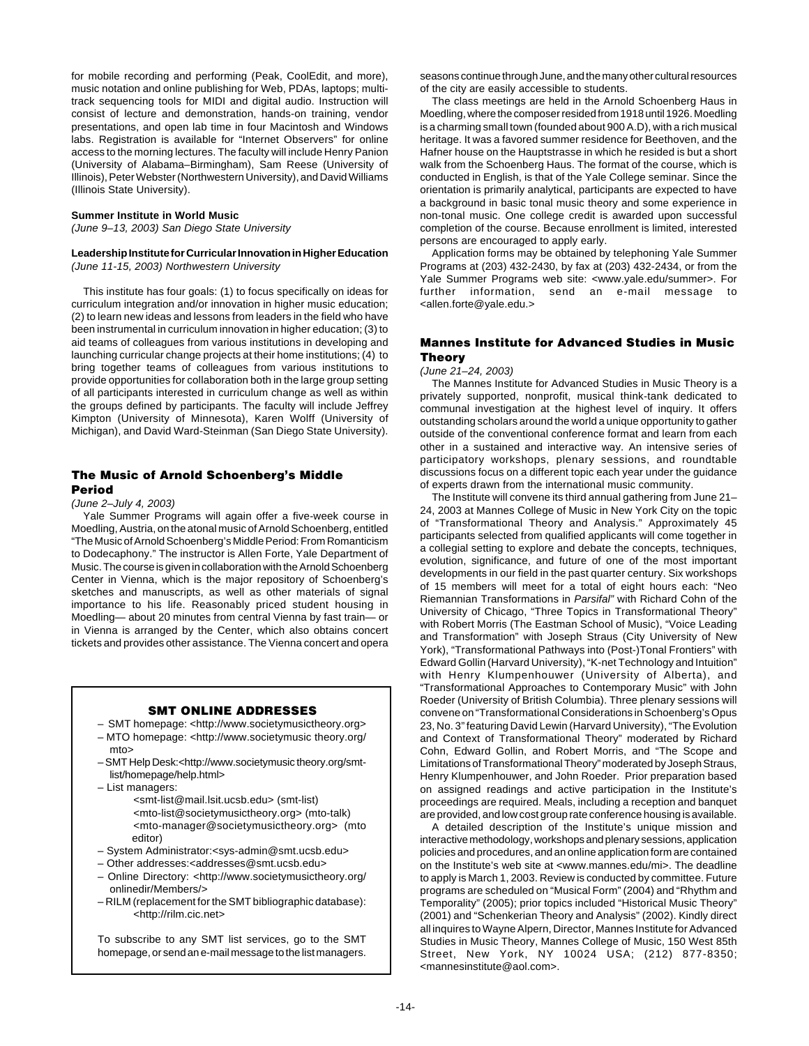for mobile recording and performing (Peak, CoolEdit, and more), music notation and online publishing for Web, PDAs, laptops; multi-track sequencing tools for MIDI and digital audio. Instruction will consist of lecture and demonstration, hands-on training, vendor presentations, and open lab time in four Macintosh and Windows labs. Registration is available for "Internet Observers" for online access to the morning lectures. The faculty will include Henry Panion (University of Alabama–Birmingham), Sam Reese (University of Illinois), Peter Webster (Northwestern University), and David Williams (Illinois State University).

**Summer Institute in World Music**
*(June 9–13, 2003) San Diego State University*

**Leadership Institute for Curricular Innovation in Higher Education**
*(June 11-15, 2003) Northwestern University*

This institute has four goals: (1) to focus specifically on ideas for curriculum integration and/or innovation in higher music education; (2) to learn new ideas and lessons from leaders in the field who have been instrumental in curriculum innovation in higher education; (3) to aid teams of colleagues from various institutions in developing and launching curricular change projects at their home institutions; (4) to bring together teams of colleagues from various institutions to provide opportunities for collaboration both in the large group setting of all participants interested in curriculum change as well as within the groups defined by participants. The faculty will include Jeffrey Kimpton (University of Minnesota), Karen Wolff (University of Michigan), and David Ward-Steinman (San Diego State University).

## The Music of Arnold Schoenberg's Middle Period

*(June 2–July 4, 2003)*

Yale Summer Programs will again offer a five-week course in Moedling, Austria, on the atonal music of Arnold Schoenberg, entitled "The Music of Arnold Schoenberg's Middle Period: From Romanticism to Dodecaphony." The instructor is Allen Forte, Yale Department of Music. The course is given in collaboration with the Arnold Schoenberg Center in Vienna, which is the major repository of Schoenberg's sketches and manuscripts, as well as other materials of signal importance to his life. Reasonably priced student housing in Moedling— about 20 minutes from central Vienna by fast train— or in Vienna is arranged by the Center, which also obtains concert tickets and provides other assistance. The Vienna concert and opera seasons continue through June, and the many other cultural resources of the city are easily accessible to students.

The class meetings are held in the Arnold Schoenberg Haus in Moedling, where the composer resided from 1918 until 1926. Moedling is a charming small town (founded about 900 A.D), with a rich musical heritage. It was a favored summer residence for Beethoven, and the Hafner house on the Hauptstrasse in which he resided is but a short walk from the Schoenberg Haus. The format of the course, which is conducted in English, is that of the Yale College seminar. Since the orientation is primarily analytical, participants are expected to have a background in basic tonal music theory and some experience in non-tonal music. One college credit is awarded upon successful completion of the course. Because enrollment is limited, interested persons are encouraged to apply early.

Application forms may be obtained by telephoning Yale Summer Programs at (203) 432-2430, by fax at (203) 432-2434, or from the Yale Summer Programs web site: <www.yale.edu/summer>. For further information, send an e-mail message to <allen.forte@yale.edu.>

## Mannes Institute for Advanced Studies in Music Theory

*(June 21–24, 2003)*

The Mannes Institute for Advanced Studies in Music Theory is a privately supported, nonprofit, musical think-tank dedicated to communal investigation at the highest level of inquiry. It offers outstanding scholars around the world a unique opportunity to gather outside of the conventional conference format and learn from each other in a sustained and interactive way. An intensive series of participatory workshops, plenary sessions, and roundtable discussions focus on a different topic each year under the guidance of experts drawn from the international music community.

The Institute will convene its third annual gathering from June 21–24, 2003 at Mannes College of Music in New York City on the topic of "Transformational Theory and Analysis." Approximately 45 participants selected from qualified applicants will come together in a collegial setting to explore and debate the concepts, techniques, evolution, significance, and future of one of the most important developments in our field in the past quarter century. Six workshops of 15 members will meet for a total of eight hours each: "Neo Riemannian Transformations in *Parsifal*" with Richard Cohn of the University of Chicago, "Three Topics in Transformational Theory" with Robert Morris (The Eastman School of Music), "Voice Leading and Transformation" with Joseph Straus (City University of New York), "Transformational Pathways into (Post-)Tonal Frontiers" with Edward Gollin (Harvard University), "K-net Technology and Intuition" with Henry Klumpenhouwer (University of Alberta), and "Transformational Approaches to Contemporary Music" with John Roeder (University of British Columbia). Three plenary sessions will convene on "Transformational Considerations in Schoenberg's Opus 23, No. 3" featuring David Lewin (Harvard University), "The Evolution and Context of Transformational Theory" moderated by Richard Cohn, Edward Gollin, and Robert Morris, and "The Scope and Limitations of Transformational Theory" moderated by Joseph Straus, Henry Klumpenhouwer, and John Roeder. Prior preparation based on assigned readings and active participation in the Institute's proceedings are required. Meals, including a reception and banquet are provided, and low cost group rate conference housing is available.

A detailed description of the Institute's unique mission and interactive methodology, workshops and plenary sessions, application policies and procedures, and an online application form are contained on the Institute's web site at <www.mannes.edu/mi>. The deadline to apply is March 1, 2003. Review is conducted by committee. Future programs are scheduled on "Musical Form" (2004) and "Rhythm and Temporality" (2005); prior topics included "Historical Music Theory" (2001) and "Schenkerian Theory and Analysis" (2002). Kindly direct all inquires to Wayne Alpern, Director, Mannes Institute for Advanced Studies in Music Theory, Mannes College of Music, 150 West 85th Street, New York, NY 10024 USA; (212) 877-8350; <mannesinstitute@aol.com>.

---

### SMT ONLINE ADDRESSES

- SMT homepage: <http://www.societymustictheory.org>
- MTO homepage: <http://www.societymusic theory.org/mto>
- SMT Help Desk:<http://www.societymusic theory.org/smt-list/homepage/help.html>
- List managers:
  - <smt-list@mail.lsit.ucsb.edu> (smt-list)
  - <mto-list@societymusictheory.org> (mto-talk)
  - <mto-manager@societymusictheory.org> (mto editor)
- System Administrator:<sys-admin@smt.ucsb.edu>
- Other addresses:<addresses@smt.ucsb.edu>
- Online Directory: <http://www.societymusictheory.org/onlinedir/Members/>
- RILM (replacement for the SMT bibliographic database): <http://rilm.cic.net>

To subscribe to any SMT list services, go to the SMT homepage, or send an e-mail message to the list managers.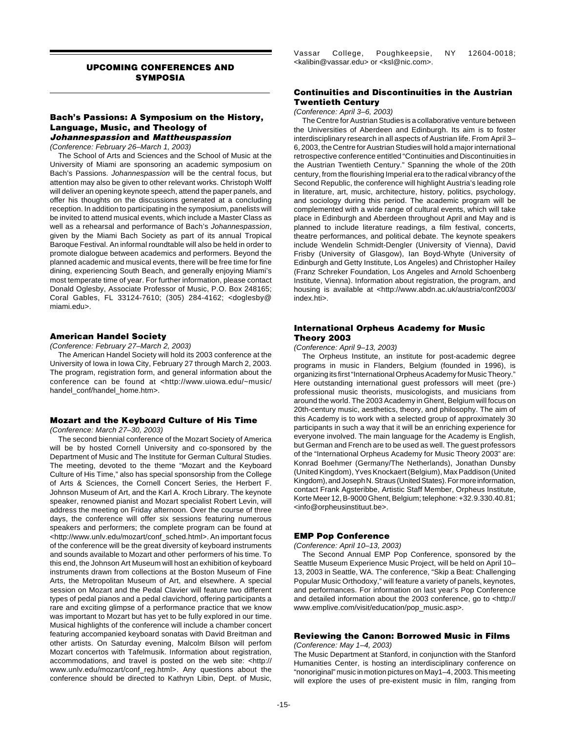## UPCOMING CONFERENCES AND SYMPOSIA

### Bach's Passions: A Symposium on the History, Language, Music, and Theology of *Johannespassion* and *Mattheuspassion*

*(Conference: February 26–March 1, 2003)*

The School of Arts and Sciences and the School of Music at the University of Miami are sponsoring an academic symposium on Bach's Passions. *Johannespassion* will be the central focus, but attention may also be given to other relevant works. Christoph Wolff will deliver an opening keynote speech, attend the paper panels, and offer his thoughts on the discussions generated at a concluding reception. In addition to participating in the symposium, panelists will be invited to attend musical events, which include a Master Class as well as a rehearsal and performance of Bach's *Johannespassion*, given by the Miami Bach Society as part of its annual Tropical Baroque Festival. An informal roundtable will also be held in order to promote dialogue between academics and performers. Beyond the planned academic and musical events, there will be free time for fine dining, experiencing South Beach, and generally enjoying Miami's most temperate time of year. For further information, please contact Donald Oglesby, Associate Professor of Music, P.O. Box 248165; Coral Gables, FL 33124-7610; (305) 284-4162; <doglesby@miami.edu>.

### American Handel Society

*(Conference: February 27–March 2, 2003)*

The American Handel Society will hold its 2003 conference at the University of Iowa in Iowa City, February 27 through March 2, 2003. The program, registration form, and general information about the conference can be found at <http://www.uiowa.edu/~music/handel_conf/handel_home.htm>.

### Mozart and the Keyboard Culture of His Time

*(Conference: March 27–30, 2003)*

The second biennial conference of the Mozart Society of America will be by hosted Cornell University and co-sponsored by the Department of Music and The Institute for German Cultural Studies. The meeting, devoted to the theme "Mozart and the Keyboard Culture of His Time," also has special sponsorship from the College of Arts & Sciences, the Cornell Concert Series, the Herbert F. Johnson Museum of Art, and the Karl A. Kroch Library. The keynote speaker, renowned pianist and Mozart specialist Robert Levin, will address the meeting on Friday afternoon. Over the course of three days, the conference will offer six sessions featuring numerous speakers and performers; the complete program can be found at <http://www.unlv.edu/mozart/conf_sched.html>. An important focus of the conference will be the great diversity of keyboard instruments and sounds available to Mozart and other performers of his time. To this end, the Johnson Art Museum will host an exhibition of keyboard instruments drawn from collections at the Boston Museum of Fine Arts, the Metropolitan Museum of Art, and elsewhere. A special session on Mozart and the Pedal Clavier will feature two different types of pedal pianos and a pedal clavichord, offering participants a rare and exciting glimpse of a performance practice that we know was important to Mozart but has yet to be fully explored in our time. Musical highlights of the conference will include a chamber concert featuring accompanied keyboard sonatas with David Breitman and other artists. On Saturday evening, Malcolm Bilson will perfom Mozart concertos with Tafelmusik. Information about registration, accommodations, and travel is posted on the web site: <http://www.unlv.edu/mozart/conf_reg.html>. Any questions about the conference should be directed to Kathryn Libin, Dept. of Music, Vassar College, Poughkeepsie, NY 12604-0018; <kalibin@vassar.edu> or <ksl@nic.com>.

### Continuities and Discontinuities in the Austrian Twentieth Century

*(Conference: April 3–6, 2003)*

The Centre for Austrian Studies is a collaborative venture between the Universities of Aberdeen and Edinburgh. Its aim is to foster interdisciplinary research in all aspects of Austrian life. From April 3–6, 2003, the Centre for Austrian Studies will hold a major international retrospective conference entitled "Continuities and Discontinuities in the Austrian Twentieth Century." Spanning the whole of the 20th century, from the flourishing Imperial era to the radical vibrancy of the Second Republic, the conference will highlight Austria's leading role in literature, art, music, architecture, history, politics, psychology, and sociology during this period. The academic program will be complemented with a wide range of cultural events, which will take place in Edinburgh and Aberdeen throughout April and May and is planned to include literature readings, a film festival, concerts, theatre performances, and political debate. The keynote speakers include Wendelin Schmidt-Dengler (University of Vienna), David Frisby (University of Glasgow), Ian Boyd-Whyte (University of Edinburgh and Getty Institute, Los Angeles) and Christopher Hailey (Franz Schreker Foundation, Los Angeles and Arnold Schoenberg Institute, Vienna). Information about registration, the program, and housing is available at <http://www.abdn.ac.uk/austria/conf2003/index.hti>.

### International Orpheus Academy for Music Theory 2003

*(Conference: April 9–13, 2003)*

The Orpheus Institute, an institute for post-academic degree programs in music in Flanders, Belgium (founded in 1996), is organizing its first "International Orpheus Academy for Music Theory." Here outstanding international guest professors will meet (pre-) professional music theorists, musicologists, and musicians from around the world. The 2003 Academy in Ghent, Belgium will focus on 20th-century music, aesthetics, theory, and philosophy. The aim of this Academy is to work with a selected group of approximately 30 participants in such a way that it will be an enriching experience for everyone involved. The main language for the Academy is English, but German and French are to be used as well. The guest professors of the "International Orpheus Academy for Music Theory 2003" are: Konrad Boehmer (Germany/The Netherlands), Jonathan Dunsby (United Kingdom), Yves Knockaert (Belgium), Max Paddison (United Kingdom), and Joseph N. Straus (United States). For more information, contact Frank Agsteribbe, Artistic Staff Member, Orpheus Institute, Korte Meer 12, B-9000 Ghent, Belgium; telephone: +32.9.330.40.81; <info@orpheusinstituut.be>.

### EMP Pop Conference

*(Conference: April 10–13, 2003)*

The Second Annual EMP Pop Conference, sponsored by the Seattle Museum Experience Music Project, will be held on April 10–13, 2003 in Seattle, WA. The conference, "Skip a Beat: Challenging Popular Music Orthodoxy," will feature a variety of panels, keynotes, and performances. For information on last year's Pop Conference and detailed information about the 2003 conference, go to <http://www.emplive.com/visit/education/pop_music.asp>.

### Reviewing the Canon: Borrowed Music in Films

*(Conference: May 1–4, 2003)*

The Music Department at Stanford, in conjunction with the Stanford Humanities Center, is hosting an interdisciplinary conference on "nonoriginal" music in motion pictures on May1–4, 2003. This meeting will explore the uses of pre-existent music in film, ranging from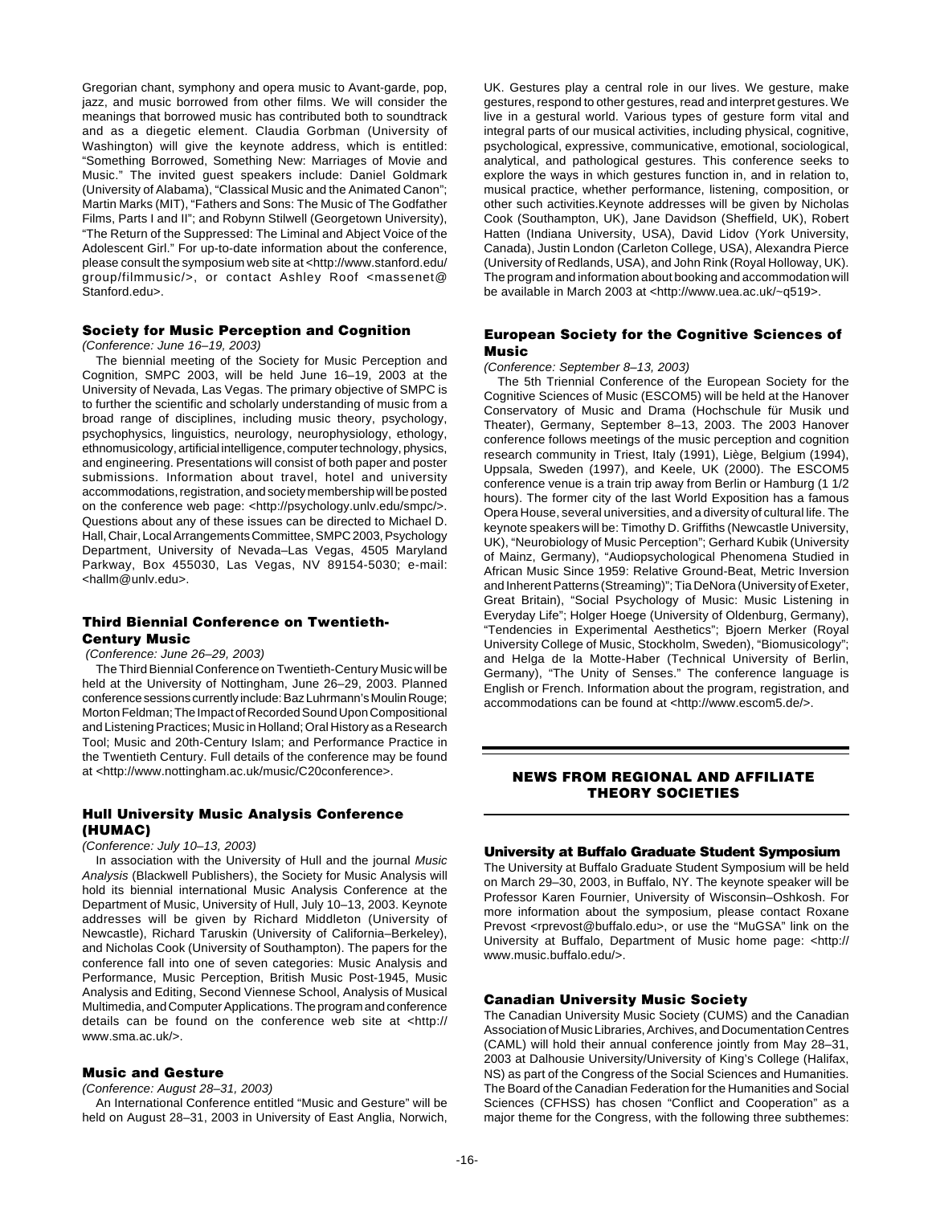Gregorian chant, symphony and opera music to Avant-garde, pop, jazz, and music borrowed from other films. We will consider the meanings that borrowed music has contributed both to soundtrack and as a diegetic element. Claudia Gorbman (University of Washington) will give the keynote address, which is entitled: "Something Borrowed, Something New: Marriages of Movie and Music." The invited guest speakers include: Daniel Goldmark (University of Alabama), "Classical Music and the Animated Canon"; Martin Marks (MIT), "Fathers and Sons: The Music of The Godfather Films, Parts I and II"; and Robynn Stilwell (Georgetown University), "The Return of the Suppressed: The Liminal and Abject Voice of the Adolescent Girl." For up-to-date information about the conference, please consult the symposium web site at <http://www.stanford.edu/group/filmmusic/>, or contact Ashley Roof <massenet@Stanford.edu>.

### Society for Music Perception and Cognition

*(Conference: June 16–19, 2003)*

The biennial meeting of the Society for Music Perception and Cognition, SMPC 2003, will be held June 16–19, 2003 at the University of Nevada, Las Vegas. The primary objective of SMPC is to further the scientific and scholarly understanding of music from a broad range of disciplines, including music theory, psychology, psychophysics, linguistics, neurology, neurophysiology, ethology, ethnomusicology, artificial intelligence, computer technology, physics, and engineering. Presentations will consist of both paper and poster submissions. Information about travel, hotel and university accommodations, registration, and society membership will be posted on the conference web page: <http://psychology.unlv.edu/smpc/>. Questions about any of these issues can be directed to Michael D. Hall, Chair, Local Arrangements Committee, SMPC 2003, Psychology Department, University of Nevada–Las Vegas, 4505 Maryland Parkway, Box 455030, Las Vegas, NV 89154-5030; e-mail: <hallm@unlv.edu>.

### Third Biennial Conference on Twentieth-Century Music

*(Conference: June 26–29, 2003)*

The Third Biennial Conference on Twentieth-Century Music will be held at the University of Nottingham, June 26–29, 2003. Planned conference sessions currently include: Baz Luhrmann's Moulin Rouge; Morton Feldman; The Impact of Recorded Sound Upon Compositional and Listening Practices; Music in Holland; Oral History as a Research Tool; Music and 20th-Century Islam; and Performance Practice in the Twentieth Century. Full details of the conference may be found at <http://www.nottingham.ac.uk/music/C20conference>.

### Hull University Music Analysis Conference (HUMAC)

*(Conference: July 10–13, 2003)*

In association with the University of Hull and the journal *Music Analysis* (Blackwell Publishers), the Society for Music Analysis will hold its biennial international Music Analysis Conference at the Department of Music, University of Hull, July 10–13, 2003. Keynote addresses will be given by Richard Middleton (University of Newcastle), Richard Taruskin (University of California–Berkeley), and Nicholas Cook (University of Southampton). The papers for the conference fall into one of seven categories: Music Analysis and Performance, Music Perception, British Music Post-1945, Music Analysis and Editing, Second Viennese School, Analysis of Musical Multimedia, and Computer Applications. The program and conference details can be found on the conference web site at <http://www.sma.ac.uk/>.

### Music and Gesture

*(Conference: August 28–31, 2003)*

An International Conference entitled "Music and Gesture" will be held on August 28–31, 2003 in University of East Anglia, Norwich, UK. Gestures play a central role in our lives. We gesture, make gestures, respond to other gestures, read and interpret gestures. We live in a gestural world. Various types of gesture form vital and integral parts of our musical activities, including physical, cognitive, psychological, expressive, communicative, emotional, sociological, analytical, and pathological gestures. This conference seeks to explore the ways in which gestures function in, and in relation to, musical practice, whether performance, listening, composition, or other such activities.Keynote addresses will be given by Nicholas Cook (Southampton, UK), Jane Davidson (Sheffield, UK), Robert Hatten (Indiana University, USA), David Lidov (York University, Canada), Justin London (Carleton College, USA), Alexandra Pierce (University of Redlands, USA), and John Rink (Royal Holloway, UK). The program and information about booking and accommodation will be available in March 2003 at <http://www.uea.ac.uk/~q519>.

### European Society for the Cognitive Sciences of Music

*(Conference: September 8–13, 2003)*

The 5th Triennial Conference of the European Society for the Cognitive Sciences of Music (ESCOM5) will be held at the Hanover Conservatory of Music and Drama (Hochschule für Musik und Theater), Germany, September 8–13, 2003. The 2003 Hanover conference follows meetings of the music perception and cognition research community in Triest, Italy (1991), Liège, Belgium (1994), Uppsala, Sweden (1997), and Keele, UK (2000). The ESCOM5 conference venue is a train trip away from Berlin or Hamburg (1 1/2 hours). The former city of the last World Exposition has a famous Opera House, several universities, and a diversity of cultural life. The keynote speakers will be: Timothy D. Griffiths (Newcastle University, UK), "Neurobiology of Music Perception"; Gerhard Kubik (University of Mainz, Germany), "Audiopsychological Phenomena Studied in African Music Since 1959: Relative Ground-Beat, Metric Inversion and Inherent Patterns (Streaming)"; Tia DeNora (University of Exeter, Great Britain), "Social Psychology of Music: Music Listening in Everyday Life"; Holger Hoege (University of Oldenburg, Germany), "Tendencies in Experimental Aesthetics"; Bjoern Merker (Royal University College of Music, Stockholm, Sweden), "Biomusicology"; and Helga de la Motte-Haber (Technical University of Berlin, Germany), "The Unity of Senses." The conference language is English or French. Information about the program, registration, and accommodations can be found at <http://www.escom5.de/>.

## NEWS FROM REGIONAL AND AFFILIATE THEORY SOCIETIES

### University at Buffalo Graduate Student Symposium

The University at Buffalo Graduate Student Symposium will be held on March 29–30, 2003, in Buffalo, NY. The keynote speaker will be Professor Karen Fournier, University of Wisconsin–Oshkosh. For more information about the symposium, please contact Roxane Prevost <rprevost@buffalo.edu>, or use the "MuGSA" link on the University at Buffalo, Department of Music home page: <http://www.music.buffalo.edu/>.

### Canadian University Music Society

The Canadian University Music Society (CUMS) and the Canadian Association of Music Libraries, Archives, and Documentation Centres (CAML) will hold their annual conference jointly from May 28–31, 2003 at Dalhousie University/University of King's College (Halifax, NS) as part of the Congress of the Social Sciences and Humanities. The Board of the Canadian Federation for the Humanities and Social Sciences (CFHSS) has chosen "Conflict and Cooperation" as a major theme for the Congress, with the following three subthemes: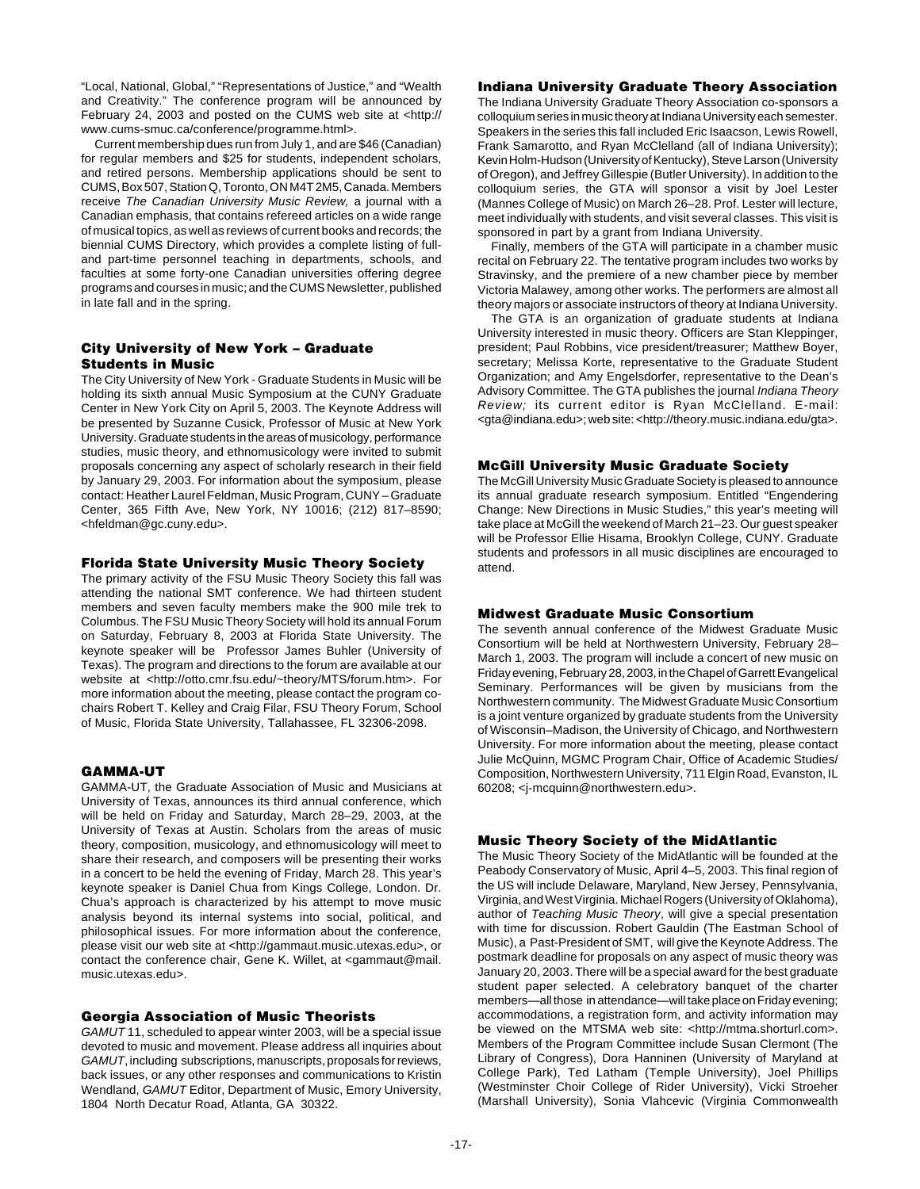"Local, National, Global," "Representations of Justice," and "Wealth and Creativity." The conference program will be announced by February 24, 2003 and posted on the CUMS web site at <http://www.cums-smuc.ca/conference/programme.html>.

Current membership dues run from July 1, and are $46 (Canadian) for regular members and $25 for students, independent scholars, and retired persons. Membership applications should be sent to CUMS, Box 507, Station Q, Toronto, ON M4T 2M5, Canada. Members receive *The Canadian University Music Review,* a journal with a Canadian emphasis, that contains refereed articles on a wide range of musical topics, as well as reviews of current books and records; the biennial CUMS Directory, which provides a complete listing of full- and part-time personnel teaching in departments, schools, and faculties at some forty-one Canadian universities offering degree programs and courses in music; and the CUMS Newsletter, published in late fall and in the spring.

### City University of New York – Graduate Students in Music

The City University of New York - Graduate Students in Music will be holding its sixth annual Music Symposium at the CUNY Graduate Center in New York City on April 5, 2003. The Keynote Address will be presented by Suzanne Cusick, Professor of Music at New York University. Graduate students in the areas of musicology, performance studies, music theory, and ethnomusicology were invited to submit proposals concerning any aspect of scholarly research in their field by January 29, 2003. For information about the symposium, please contact: Heather Laurel Feldman, Music Program, CUNY – Graduate Center, 365 Fifth Ave, New York, NY 10016; (212) 817–8590; <hfeldman@gc.cuny.edu>.

### Florida State University Music Theory Society

The primary activity of the FSU Music Theory Society this fall was attending the national SMT conference. We had thirteen student members and seven faculty members make the 900 mile trek to Columbus. The FSU Music Theory Society will hold its annual Forum on Saturday, February 8, 2003 at Florida State University. The keynote speaker will be Professor James Buhler (University of Texas). The program and directions to the forum are available at our website at <http://otto.cmr.fsu.edu/~theory/MTS/forum.htm>. For more information about the meeting, please contact the program co-chairs Robert T. Kelley and Craig Filar, FSU Theory Forum, School of Music, Florida State University, Tallahassee, FL 32306-2098.

### GAMMA-UT

GAMMA-UT, the Graduate Association of Music and Musicians at University of Texas, announces its third annual conference, which will be held on Friday and Saturday, March 28–29, 2003, at the University of Texas at Austin. Scholars from the areas of music theory, composition, musicology, and ethnomusicology will meet to share their research, and composers will be presenting their works in a concert to be held the evening of Friday, March 28. This year's keynote speaker is Daniel Chua from Kings College, London. Dr. Chua's approach is characterized by his attempt to move music analysis beyond its internal systems into social, political, and philosophical issues. For more information about the conference, please visit our web site at <http://gammaut.music.utexas.edu>, or contact the conference chair, Gene K. Willet, at <gammaut@mail.music.utexas.edu>.

### Georgia Association of Music Theorists

*GAMUT* 11, scheduled to appear winter 2003, will be a special issue devoted to music and movement. Please address all inquiries about *GAMUT*, including subscriptions, manuscripts, proposals for reviews, back issues, or any other responses and communications to Kristin Wendland, *GAMUT* Editor, Department of Music, Emory University, 1804 North Decatur Road, Atlanta, GA 30322.

### Indiana University Graduate Theory Association

The Indiana University Graduate Theory Association co-sponsors a colloquium series in music theory at Indiana University each semester. Speakers in the series this fall included Eric Isaacson, Lewis Rowell, Frank Samarotto, and Ryan McClelland (all of Indiana University); Kevin Holm-Hudson (University of Kentucky), Steve Larson (University of Oregon), and Jeffrey Gillespie (Butler University). In addition to the colloquium series, the GTA will sponsor a visit by Joel Lester (Mannes College of Music) on March 26–28. Prof. Lester will lecture, meet individually with students, and visit several classes. This visit is sponsored in part by a grant from Indiana University.

Finally, members of the GTA will participate in a chamber music recital on February 22. The tentative program includes two works by Stravinsky, and the premiere of a new chamber piece by member Victoria Malawey, among other works. The performers are almost all theory majors or associate instructors of theory at Indiana University.

The GTA is an organization of graduate students at Indiana University interested in music theory. Officers are Stan Kleppinger, president; Paul Robbins, vice president/treasurer; Matthew Boyer, secretary; Melissa Korte, representative to the Graduate Student Organization; and Amy Engelsdorfer, representative to the Dean's Advisory Committee. The GTA publishes the journal *Indiana Theory Review;* its current editor is Ryan McClelland. E-mail: <gta@indiana.edu>; web site: <http://theory.music.indiana.edu/gta>.

### McGill University Music Graduate Society

The McGill University Music Graduate Society is pleased to announce its annual graduate research symposium. Entitled "Engendering Change: New Directions in Music Studies," this year's meeting will take place at McGill the weekend of March 21–23. Our guest speaker will be Professor Ellie Hisama, Brooklyn College, CUNY. Graduate students and professors in all music disciplines are encouraged to attend.

### Midwest Graduate Music Consortium

The seventh annual conference of the Midwest Graduate Music Consortium will be held at Northwestern University, February 28–March 1, 2003. The program will include a concert of new music on Friday evening, February 28, 2003, in the Chapel of Garrett Evangelical Seminary. Performances will be given by musicians from the Northwestern community. The Midwest Graduate Music Consortium is a joint venture organized by graduate students from the University of Wisconsin–Madison, the University of Chicago, and Northwestern University. For more information about the meeting, please contact Julie McQuinn, MGMC Program Chair, Office of Academic Studies/Composition, Northwestern University, 711 Elgin Road, Evanston, IL 60208; <j-mcquinn@northwestern.edu>.

### Music Theory Society of the MidAtlantic

The Music Theory Society of the MidAtlantic will be founded at the Peabody Conservatory of Music, April 4–5, 2003. This final region of the US will include Delaware, Maryland, New Jersey, Pennsylvania, Virginia, and West Virginia. Michael Rogers (University of Oklahoma), author of *Teaching Music Theory*, will give a special presentation with time for discussion. Robert Gauldin (The Eastman School of Music), a Past-President of SMT, will give the Keynote Address. The postmark deadline for proposals on any aspect of music theory was January 20, 2003. There will be a special award for the best graduate student paper selected. A celebratory banquet of the charter members—all those in attendance—will take place on Friday evening; accommodations, a registration form, and activity information may be viewed on the MTSMA web site: <http://mtma.shorturl.com>. Members of the Program Committee include Susan Clermont (The Library of Congress), Dora Hanninen (University of Maryland at College Park), Ted Latham (Temple University), Joel Phillips (Westminster Choir College of Rider University), Vicki Stroeher (Marshall University), Sonia Vlahcevic (Virginia Commonwealth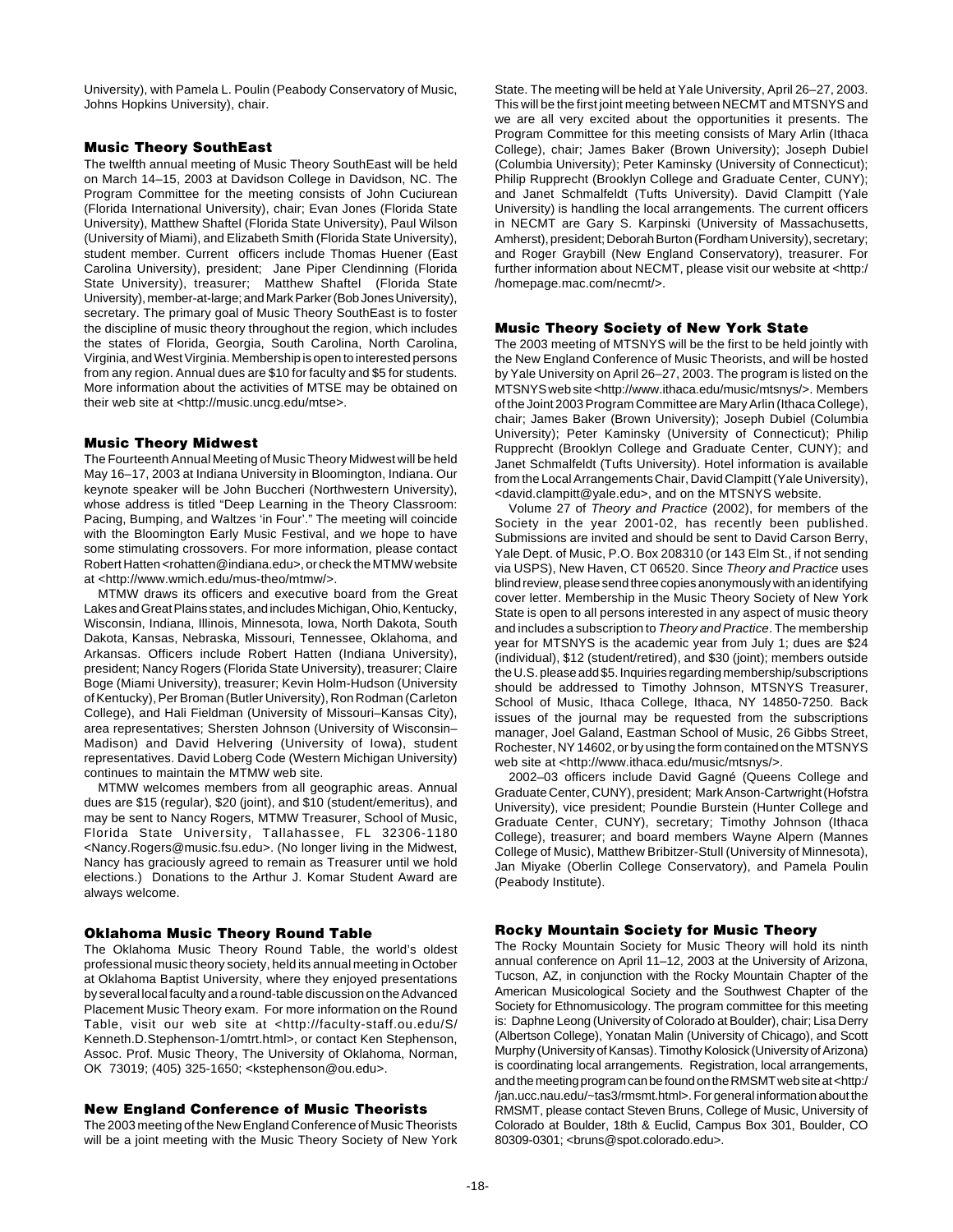University), with Pamela L. Poulin (Peabody Conservatory of Music, Johns Hopkins University), chair.

### Music Theory SouthEast

The twelfth annual meeting of Music Theory SouthEast will be held on March 14–15, 2003 at Davidson College in Davidson, NC. The Program Committee for the meeting consists of John Cuciurean (Florida International University), chair; Evan Jones (Florida State University), Matthew Shaftel (Florida State University), Paul Wilson (University of Miami), and Elizabeth Smith (Florida State University), student member. Current officers include Thomas Huener (East Carolina University), president; Jane Piper Clendinning (Florida State University), treasurer; Matthew Shaftel (Florida State University), member-at-large; and Mark Parker (Bob Jones University), secretary. The primary goal of Music Theory SouthEast is to foster the discipline of music theory throughout the region, which includes the states of Florida, Georgia, South Carolina, North Carolina, Virginia, and West Virginia. Membership is open to interested persons from any region. Annual dues are $10 for faculty and $5 for students. More information about the activities of MTSE may be obtained on their web site at <http://music.uncg.edu/mtse>.

### Music Theory Midwest

The Fourteenth Annual Meeting of Music Theory Midwest will be held May 16–17, 2003 at Indiana University in Bloomington, Indiana. Our keynote speaker will be John Buccheri (Northwestern University), whose address is titled "Deep Learning in the Theory Classroom: Pacing, Bumping, and Waltzes 'in Four'." The meeting will coincide with the Bloomington Early Music Festival, and we hope to have some stimulating crossovers. For more information, please contact Robert Hatten <rohatten@indiana.edu>, or check the MTMW website at <http://www.wmich.edu/mus-theo/mtmw/>.

MTMW draws its officers and executive board from the Great Lakes and Great Plains states, and includes Michigan, Ohio, Kentucky, Wisconsin, Indiana, Illinois, Minnesota, Iowa, North Dakota, South Dakota, Kansas, Nebraska, Missouri, Tennessee, Oklahoma, and Arkansas. Officers include Robert Hatten (Indiana University), president; Nancy Rogers (Florida State University), treasurer; Claire Boge (Miami University), treasurer; Kevin Holm-Hudson (University of Kentucky), Per Broman (Butler University), Ron Rodman (Carleton College), and Hali Fieldman (University of Missouri–Kansas City), area representatives; Shersten Johnson (University of Wisconsin–Madison) and David Helvering (University of Iowa), student representatives. David Loberg Code (Western Michigan University) continues to maintain the MTMW web site.

MTMW welcomes members from all geographic areas. Annual dues are $15 (regular), $20 (joint), and $10 (student/emeritus), and may be sent to Nancy Rogers, MTMW Treasurer, School of Music, Florida State University, Tallahassee, FL 32306-1180 <Nancy.Rogers@music.fsu.edu>. (No longer living in the Midwest, Nancy has graciously agreed to remain as Treasurer until we hold elections.) Donations to the Arthur J. Komar Student Award are always welcome.

### Oklahoma Music Theory Round Table

The Oklahoma Music Theory Round Table, the world's oldest professional music theory society, held its annual meeting in October at Oklahoma Baptist University, where they enjoyed presentations by several local faculty and a round-table discussion on the Advanced Placement Music Theory exam. For more information on the Round Table, visit our web site at <http://faculty-staff.ou.edu/S/Kenneth.D.Stephenson-1/omtrt.html>, or contact Ken Stephenson, Assoc. Prof. Music Theory, The University of Oklahoma, Norman, OK 73019; (405) 325-1650; <kstephenson@ou.edu>.

### New England Conference of Music Theorists

The 2003 meeting of the New England Conference of Music Theorists will be a joint meeting with the Music Theory Society of New York State. The meeting will be held at Yale University, April 26–27, 2003. This will be the first joint meeting between NECMT and MTSNYS and we are all very excited about the opportunities it presents. The Program Committee for this meeting consists of Mary Arlin (Ithaca College), chair; James Baker (Brown University); Joseph Dubiel (Columbia University); Peter Kaminsky (University of Connecticut); Philip Rupprecht (Brooklyn College and Graduate Center, CUNY); and Janet Schmalfeldt (Tufts University). David Clampitt (Yale University) is handling the local arrangements. The current officers in NECMT are Gary S. Karpinski (University of Massachusetts, Amherst), president; Deborah Burton (Fordham University), secretary; and Roger Graybill (New England Conservatory), treasurer. For further information about NECMT, please visit our website at <http://homepage.mac.com/necmt/>.

### Music Theory Society of New York State

The 2003 meeting of MTSNYS will be the first to be held jointly with the New England Conference of Music Theorists, and will be hosted by Yale University on April 26–27, 2003. The program is listed on the MTSNYS web site <http://www.ithaca.edu/music/mtsnys/>. Members of the Joint 2003 Program Committee are Mary Arlin (Ithaca College), chair; James Baker (Brown University); Joseph Dubiel (Columbia University); Peter Kaminsky (University of Connecticut); Philip Rupprecht (Brooklyn College and Graduate Center, CUNY); and Janet Schmalfeldt (Tufts University). Hotel information is available from the Local Arrangements Chair, David Clampitt (Yale University), <david.clampitt@yale.edu>, and on the MTSNYS website.

Volume 27 of *Theory and Practice* (2002), for members of the Society in the year 2001-02, has recently been published. Submissions are invited and should be sent to David Carson Berry, Yale Dept. of Music, P.O. Box 208310 (or 143 Elm St., if not sending via USPS), New Haven, CT 06520. Since *Theory and Practice* uses blind review, please send three copies anonymously with an identifying cover letter. Membership in the Music Theory Society of New York State is open to all persons interested in any aspect of music theory and includes a subscription to *Theory and Practice*. The membership year for MTSNYS is the academic year from July 1; dues are $24 (individual), $12 (student/retired), and $30 (joint); members outside the U.S. please add $5. Inquiries regarding membership/subscriptions should be addressed to Timothy Johnson, MTSNYS Treasurer, School of Music, Ithaca College, Ithaca, NY 14850-7250. Back issues of the journal may be requested from the subscriptions manager, Joel Galand, Eastman School of Music, 26 Gibbs Street, Rochester, NY 14602, or by using the form contained on the MTSNYS web site at <http://www.ithaca.edu/music/mtsnys/>.

2002–03 officers include David Gagné (Queens College and Graduate Center, CUNY), president; Mark Anson-Cartwright (Hofstra University), vice president; Poundie Burstein (Hunter College and Graduate Center, CUNY), secretary; Timothy Johnson (Ithaca College), treasurer; and board members Wayne Alpern (Mannes College of Music), Matthew Bribitzer-Stull (University of Minnesota), Jan Miyake (Oberlin College Conservatory), and Pamela Poulin (Peabody Institute).

### Rocky Mountain Society for Music Theory

The Rocky Mountain Society for Music Theory will hold its ninth annual conference on April 11–12, 2003 at the University of Arizona, Tucson, AZ, in conjunction with the Rocky Mountain Chapter of the American Musicological Society and the Southwest Chapter of the Society for Ethnomusicology. The program committee for this meeting is: Daphne Leong (University of Colorado at Boulder), chair; Lisa Derry (Albertson College), Yonatan Malin (University of Chicago), and Scott Murphy (University of Kansas). Timothy Kolosick (University of Arizona) is coordinating local arrangements. Registration, local arrangements, and the meeting program can be found on the RMSMT web site at <http://jan.ucc.nau.edu/~tas3/rmsmt.html>. For general information about the RMSMT, please contact Steven Bruns, College of Music, University of Colorado at Boulder, 18th & Euclid, Campus Box 301, Boulder, CO 80309-0301; <bruns@spot.colorado.edu>.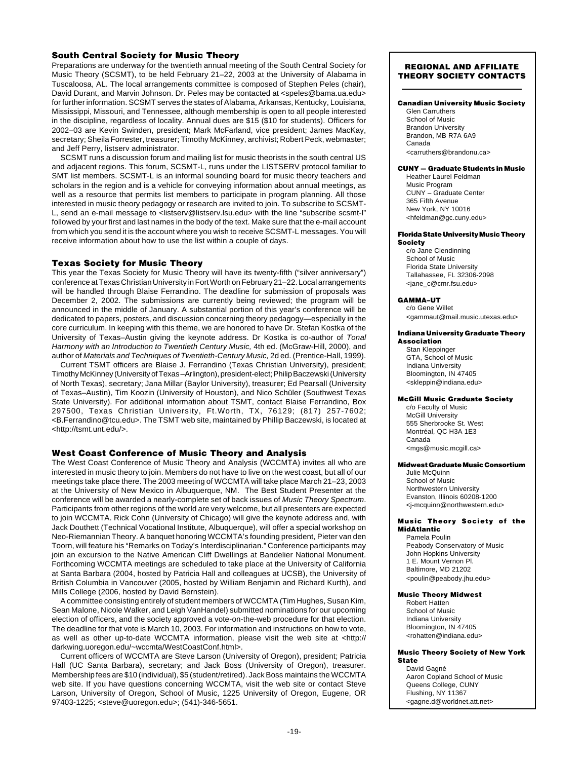## South Central Society for Music Theory

Preparations are underway for the twentieth annual meeting of the South Central Society for Music Theory (SCSMT), to be held February 21–22, 2003 at the University of Alabama in Tuscaloosa, AL. The local arrangements committee is composed of Stephen Peles (chair), David Durant, and Marvin Johnson. Dr. Peles may be contacted at <speles@bama.ua.edu> for further information. SCSMT serves the states of Alabama, Arkansas, Kentucky, Louisiana, Mississippi, Missouri, and Tennessee, although membership is open to all people interested in the discipline, regardless of locality. Annual dues are $15 ($10 for students). Officers for 2002–03 are Kevin Swinden, president; Mark McFarland, vice president; James MacKay, secretary; Sheila Forrester, treasurer; Timothy McKinney, archivist; Robert Peck, webmaster; and Jeff Perry, listserv administrator.

SCSMT runs a discussion forum and mailing list for music theorists in the south central US and adjacent regions. This forum, SCSMT-L, runs under the LISTSERV protocol familiar to SMT list members. SCSMT-L is an informal sounding board for music theory teachers and scholars in the region and is a vehicle for conveying information about annual meetings, as well as a resource that permits list members to participate in program planning. All those interested in music theory pedagogy or research are invited to join. To subscribe to SCSMT-L, send an e-mail message to <listserv@listserv.lsu.edu> with the line "subscribe scsmt-l" followed by your first and last names in the body of the text. Make sure that the e-mail account from which you send it is the account where you wish to receive SCSMT-L messages. You will receive information about how to use the list within a couple of days.

## Texas Society for Music Theory

This year the Texas Society for Music Theory will have its twenty-fifth ("silver anniversary") conference at Texas Christian University in Fort Worth on February 21–22. Local arrangements will be handled through Blaise Ferrandino. The deadline for submission of proposals was December 2, 2002. The submissions are currently being reviewed; the program will be announced in the middle of January. A substantial portion of this year's conference will be dedicated to papers, posters, and discussion concerning theory pedagogy—especially in the core curriculum. In keeping with this theme, we are honored to have Dr. Stefan Kostka of the University of Texas–Austin giving the keynote address. Dr Kostka is co-author of *Tonal Harmony with an Introduction to Twentieth Century Music,* 4th ed. (McGraw-Hill, 2000), and author of *Materials and Techniques of Twentieth-Century Music,* 2d ed. (Prentice-Hall, 1999).

Current TSMT officers are Blaise J. Ferrandino (Texas Christian University), president; Timothy McKinney (University of Texas–Arlington), president-elect; Philip Baczewski (University of North Texas), secretary; Jana Millar (Baylor University), treasurer; Ed Pearsall (University of Texas–Austin), Tim Koozin (University of Houston), and Nico Schüler (Southwest Texas State University). For additional information about TSMT, contact Blaise Ferrandino, Box 297500, Texas Christian University, Ft.Worth, TX, 76129; (817) 257-7602; <B.Ferrandino@tcu.edu>. The TSMT web site, maintained by Phillip Baczewski, is located at <http://tsmt.unt.edu/>.

## West Coast Conference of Music Theory and Analysis

The West Coast Conference of Music Theory and Analysis (WCCMTA) invites all who are interested in music theory to join. Members do not have to live on the west coast, but all of our meetings take place there. The 2003 meeting of WCCMTA will take place March 21–23, 2003 at the University of New Mexico in Albuquerque, NM. The Best Student Presenter at the conference will be awarded a nearly-complete set of back issues of *Music Theory Spectrum*. Participants from other regions of the world are very welcome, but all presenters are expected to join WCCMTA. Rick Cohn (University of Chicago) will give the keynote address and, with Jack Douthett (Technical Vocational Institute, Albuquerque), will offer a special workshop on Neo-Riemannian Theory. A banquet honoring WCCMTA's founding president, Pieter van den Toorn, will feature his "Remarks on Today's Interdisciplinarian." Conference participants may join an excursion to the Native American Cliff Dwellings at Bandelier National Monument. Forthcoming WCCMTA meetings are scheduled to take place at the University of California at Santa Barbara (2004, hosted by Patricia Hall and colleagues at UCSB), the University of British Columbia in Vancouver (2005, hosted by William Benjamin and Richard Kurth), and Mills College (2006, hosted by David Bernstein).

A committee consisting entirely of student members of WCCMTA (Tim Hughes, Susan Kim, Sean Malone, Nicole Walker, and Leigh VanHandel) submitted nominations for our upcoming election of officers, and the society approved a vote-on-the-web procedure for that election. The deadline for that vote is March 10, 2003. For information and instructions on how to vote, as well as other up-to-date WCCMTA information, please visit the web site at <http://darkwing.uoregon.edu/~wccmta/WestCoastConf.html>.

Current officers of WCCMTA are Steve Larson (University of Oregon), president; Patricia Hall (UC Santa Barbara), secretary; and Jack Boss (University of Oregon), treasurer. Membership fees are $10 (individual), $5 (student/retired). Jack Boss maintains the WCCMTA web site. If you have questions concerning WCCMTA, visit the web site or contact Steve Larson, University of Oregon, School of Music, 1225 University of Oregon, Eugene, OR 97403-1225; <steve@uoregon.edu>; (541)-346-5651.

## REGIONAL AND AFFILIATE THEORY SOCIETY CONTACTS

**Canadian University Music Society**
Glen Carruthers
School of Music
Brandon University
Brandon, MB R7A 6A9
Canada
<carruthers@brandonu.ca>

**CUNY — Graduate Students in Music**
Heather Laurel Feldman
Music Program
CUNY – Graduate Center
365 Fifth Avenue
New York, NY 10016
<hfeldman@gc.cuny.edu>

**Florida State University Music Theory Society**
c/o Jane Clendinning
School of Music
Florida State University
Tallahassee, FL 32306-2098
<jane_c@cmr.fsu.edu>

**GAMMA–UT**
c/o Gene Willet
<gammaut@mail.music.utexas.edu>

**Indiana University Graduate Theory Association**
Stan Kleppinger
GTA, School of Music
Indiana University
Bloomington, IN 47405
<skleppin@indiana.edu>

**McGill Music Graduate Society**
c/o Faculty of Music
McGill University
555 Sherbrooke St. West
Montréal, QC H3A 1E3
Canada
<mgs@music.mcgill.ca>

**Midwest Graduate Music Consortium**
Julie McQuinn
School of Music
Northwestern University
Evanston, Illinois 60208-1200
<j-mcquinn@northwestern.edu>

**Music Theory Society of the MidAtlantic**
Pamela Poulin
Peabody Conservatory of Music
John Hopkins University
1 E. Mount Vernon Pl.
Baltimore, MD 21202
<poulin@peabody.jhu.edu>

**Music Theory Midwest**
Robert Hatten
School of Music
Indiana University
Bloomington, IN 47405
<rohatten@indiana.edu>

**Music Theory Society of New York State**
David Gagné
Aaron Copland School of Music
Queens College, CUNY
Flushing, NY 11367
<gagne.d@worldnet.att.net>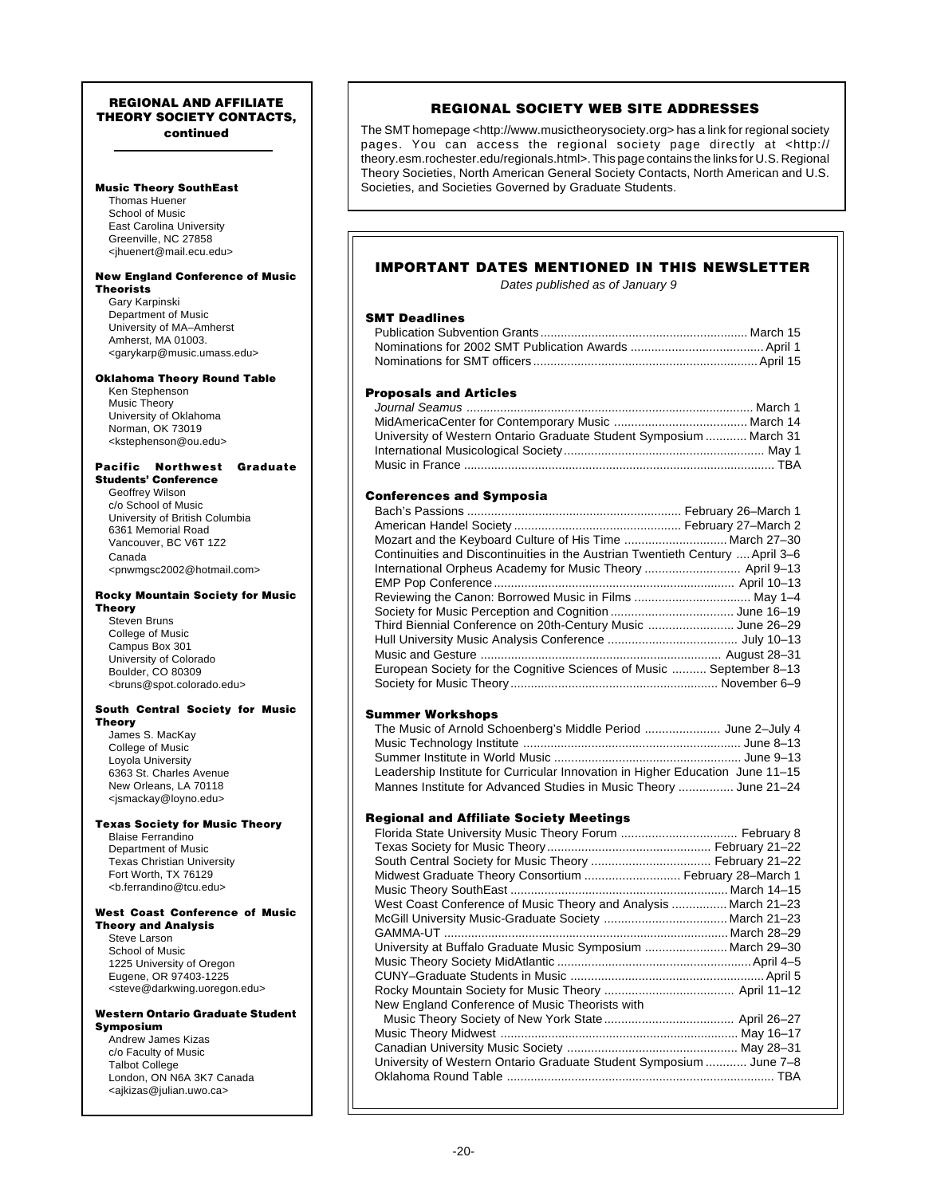## REGIONAL AND AFFILIATE THEORY SOCIETY CONTACTS, continued

**Music Theory SouthEast**
Thomas Huener
School of Music
East Carolina University
Greenville, NC 27858
<jhuenert@mail.ecu.edu>

**New England Conference of Music Theorists**
Gary Karpinski
Department of Music
University of MA–Amherst
Amherst, MA 01003.
<garykarp@music.umass.edu>

**Oklahoma Theory Round Table**
Ken Stephenson
Music Theory
University of Oklahoma
Norman, OK 73019
<kstephenson@ou.edu>

**Pacific Northwest Graduate Students' Conference**
Geoffrey Wilson
c/o School of Music
University of British Columbia
6361 Memorial Road
Vancouver, BC V6T 1Z2
Canada
<pnwmgsc2002@hotmail.com>

**Rocky Mountain Society for Music Theory**
Steven Bruns
College of Music
Campus Box 301
University of Colorado
Boulder, CO 80309
<bruns@spot.colorado.edu>

**South Central Society for Music Theory**
James S. MacKay
College of Music
Loyola University
6363 St. Charles Avenue
New Orleans, LA 70118
<jsmackay@loyno.edu>

**Texas Society for Music Theory**
Blaise Ferrandino
Department of Music
Texas Christian University
Fort Worth, TX 76129
<b.ferrandino@tcu.edu>

**West Coast Conference of Music Theory and Analysis**
Steve Larson
School of Music
1225 University of Oregon
Eugene, OR 97403-1225
<steve@darkwing.uoregon.edu>

**Western Ontario Graduate Student Symposium**
Andrew James Kizas
c/o Faculty of Music
Talbot College
London, ON N6A 3K7 Canada
<ajkizas@julian.uwo.ca>

## REGIONAL SOCIETY WEB SITE ADDRESSES

The SMT homepage <http://www.musictheorysociety.org> has a link for regional society pages. You can access the regional society page directly at <http://theory.esm.rochester.edu/regionals.html>. This page contains the links for U.S. Regional Theory Societies, North American General Society Contacts, North American and U.S. Societies, and Societies Governed by Graduate Students.

## IMPORTANT DATES MENTIONED IN THIS NEWSLETTER

*Dates published as of January 9*

### SMT Deadlines

Publication Subvention Grants ... March 15
Nominations for 2002 SMT Publication Awards ... April 1
Nominations for SMT officers ... April 15

### Proposals and Articles

*Journal Seamus* ... March 1
MidAmericaCenter for Contemporary Music ... March 14
University of Western Ontario Graduate Student Symposium ... March 31
International Musicological Society ... May 1
Music in France ... TBA

### Conferences and Symposia

Bach's Passions ... February 26–March 1
American Handel Society ... February 27–March 2
Mozart and the Keyboard Culture of His Time ... March 27–30
Continuities and Discontinuities in the Austrian Twentieth Century ... April 3–6
International Orpheus Academy for Music Theory ... April 9–13
EMP Pop Conference ... April 10–13
Reviewing the Canon: Borrowed Music in Films ... May 1–4
Society for Music Perception and Cognition ... June 16–19
Third Biennial Conference on 20th-Century Music ... June 26–29
Hull University Music Analysis Conference ... July 10–13
Music and Gesture ... August 28–31
European Society for the Cognitive Sciences of Music ... September 8–13
Society for Music Theory ... November 6–9

### Summer Workshops

The Music of Arnold Schoenberg's Middle Period ... June 2–July 4
Music Technology Institute ... June 8–13
Summer Institute in World Music ... June 9–13
Leadership Institute for Curricular Innovation in Higher Education June 11–15
Mannes Institute for Advanced Studies in Music Theory ... June 21–24

### Regional and Affiliate Society Meetings

Florida State University Music Theory Forum ... February 8
Texas Society for Music Theory ... February 21–22
South Central Society for Music Theory ... February 21–22
Midwest Graduate Theory Consortium ... February 28–March 1
Music Theory SouthEast ... March 14–15
West Coast Conference of Music Theory and Analysis ... March 21–23
McGill University Music-Graduate Society ... March 21–23
GAMMA-UT ... March 28–29
University at Buffalo Graduate Music Symposium ... March 29–30
Music Theory Society MidAtlantic ... April 4–5
CUNY–Graduate Students in Music ... April 5
Rocky Mountain Society for Music Theory ... April 11–12
New England Conference of Music Theorists with Music Theory Society of New York State ... April 26–27
Music Theory Midwest ... May 16–17
Canadian University Music Society ... May 28–31
University of Western Ontario Graduate Student Symposium ... June 7–8
Oklahoma Round Table ... TBA